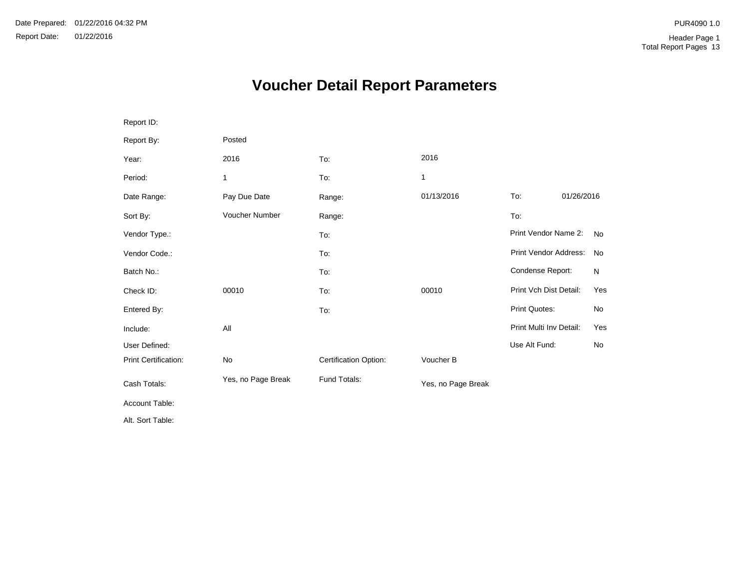Date Prepared: 01/22/2016 04:32 PM

Report Date: 01/22/2016

PUR4090 1.0

Header Page 1

Total Report Pages 13

# Voucher Detail Report Parameters

| | | | | | |
|---|---|---|---|---|---|
| Report ID: | | | | | |
| Report By: | Posted | | | | |
| Year: | 2016 | To: | 2016 | | |
| Period: | 1 | To: | 1 | | |
| Date Range: | Pay Due Date | Range: | 01/13/2016 | To: | 01/26/2016 |
| Sort By: | Voucher Number | Range: | | To: | |
| Vendor Type.: | | To: | | Print Vendor Name 2: | No |
| Vendor Code.: | | To: | | Print Vendor Address: | No |
| Batch No.: | | To: | | Condense Report: | N |
| Check ID: | 00010 | To: | 00010 | Print Vch Dist Detail: | Yes |
| Entered By: | | To: | | Print Quotes: | No |
| Include: | All | | | Print Multi Inv Detail: | Yes |
| User Defined: | | | | Use Alt Fund: | No |
| Print Certification: | No | Certification Option: | Voucher B | | |
| Cash Totals: | Yes, no Page Break | Fund Totals: | Yes, no Page Break | | |
| Account Table: | | | | | |
| Alt. Sort Table: | | | | | |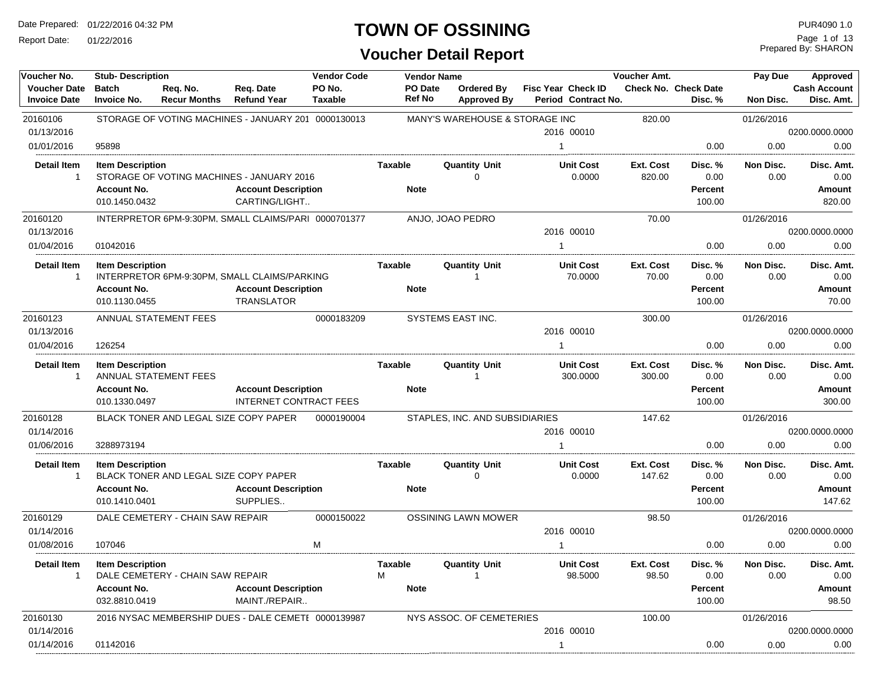# TOWN OF OSSINING

## Voucher Detail Report

Date Prepared: 01/22/2016 04:32 PM
Report Date: 01/22/2016

PUR4090 1.0
Prepared By: SHARON

| Voucher No. / Voucher Date / Invoice Date | Stub- Description / Batch / Invoice No. | Req. No. / Recur Months | Req. Date / Refund Year | Vendor Code / PO No. / Taxable | Vendor Name / PO Date / Ref No | Ordered By / Approved By | Fisc Year / Period | Check ID / Contract No. | Voucher Amt. / Check No. | Check Date / Disc. % | Pay Due / Non Disc. | Approved / Cash Account / Disc. Amt. |
|---|---|---|---|---|---|---|---|---|---|---|---|---|
| 20160106 | STORAGE OF VOTING MACHINES - JANUARY 201 | | | 0000130013 | MANY'S WAREHOUSE & STORAGE INC | | | | 820.00 | | 01/26/2016 | |
| 01/13/2016 | | | | | | | 2016 | 00010 | | | | 0200.0000.0000 |
| 01/01/2016 | 95898 | | | | | | 1 | | | 0.00 | 0.00 | 0.00 |

| Detail Item | Item Description | Taxable | Quantity Unit | Unit Cost | Ext. Cost | Disc. % | Non Disc. | Disc. Amt. |
|---|---|---|---|---|---|---|---|---|
| 1 | STORAGE OF VOTING MACHINES - JANUARY 2016 | | 0 | 0.0000 | 820.00 | 0.00 | 0.00 | 0.00 |

| Account No. | Account Description | Note | Percent | Amount |
|---|---|---|---|---|
| 010.1450.0432 | CARTING/LIGHT.. | | 100.00 | 820.00 |

| Voucher No. / Voucher Date / Invoice Date | Stub- Description / Batch / Invoice No. | Req. No. / Recur Months | Req. Date / Refund Year | Vendor Code / PO No. / Taxable | Vendor Name / PO Date / Ref No | Ordered By / Approved By | Fisc Year / Period | Check ID / Contract No. | Voucher Amt. / Check No. | Check Date / Disc. % | Pay Due / Non Disc. | Approved / Cash Account / Disc. Amt. |
|---|---|---|---|---|---|---|---|---|---|---|---|---|
| 20160120 | INTERPRETOR 6PM-9:30PM, SMALL CLAIMS/PARI | | | 0000701377 | ANJO, JOAO PEDRO | | | | 70.00 | | 01/26/2016 | |
| 01/13/2016 | | | | | | | 2016 | 00010 | | | | 0200.0000.0000 |
| 01/04/2016 | 01042016 | | | | | | 1 | | | 0.00 | 0.00 | 0.00 |

| Detail Item | Item Description | Taxable | Quantity Unit | Unit Cost | Ext. Cost | Disc. % | Non Disc. | Disc. Amt. |
|---|---|---|---|---|---|---|---|---|
| 1 | INTERPRETOR 6PM-9:30PM, SMALL CLAIMS/PARKING | | 1 | 70.0000 | 70.00 | 0.00 | 0.00 | 0.00 |

| Account No. | Account Description | Note | Percent | Amount |
|---|---|---|---|---|
| 010.1130.0455 | TRANSLATOR | | 100.00 | 70.00 |

| Voucher No. / Voucher Date / Invoice Date | Stub- Description / Batch / Invoice No. | Req. No. / Recur Months | Req. Date / Refund Year | Vendor Code / PO No. / Taxable | Vendor Name / PO Date / Ref No | Ordered By / Approved By | Fisc Year / Period | Check ID / Contract No. | Voucher Amt. / Check No. | Check Date / Disc. % | Pay Due / Non Disc. | Approved / Cash Account / Disc. Amt. |
|---|---|---|---|---|---|---|---|---|---|---|---|---|
| 20160123 | ANNUAL STATEMENT FEES | | | 0000183209 | SYSTEMS EAST INC. | | | | 300.00 | | 01/26/2016 | |
| 01/13/2016 | | | | | | | 2016 | 00010 | | | | 0200.0000.0000 |
| 01/04/2016 | 126254 | | | | | | 1 | | | 0.00 | 0.00 | 0.00 |

| Detail Item | Item Description | Taxable | Quantity Unit | Unit Cost | Ext. Cost | Disc. % | Non Disc. | Disc. Amt. |
|---|---|---|---|---|---|---|---|---|
| 1 | ANNUAL STATEMENT FEES | | 1 | 300.0000 | 300.00 | 0.00 | 0.00 | 0.00 |

| Account No. | Account Description | Note | Percent | Amount |
|---|---|---|---|---|
| 010.1330.0497 | INTERNET CONTRACT FEES | | 100.00 | 300.00 |

| Voucher No. / Voucher Date / Invoice Date | Stub- Description / Batch / Invoice No. | Req. No. / Recur Months | Req. Date / Refund Year | Vendor Code / PO No. / Taxable | Vendor Name / PO Date / Ref No | Ordered By / Approved By | Fisc Year / Period | Check ID / Contract No. | Voucher Amt. / Check No. | Check Date / Disc. % | Pay Due / Non Disc. | Approved / Cash Account / Disc. Amt. |
|---|---|---|---|---|---|---|---|---|---|---|---|---|
| 20160128 | BLACK TONER AND LEGAL SIZE COPY PAPER | | | 0000190004 | STAPLES, INC. AND SUBSIDIARIES | | | | 147.62 | | 01/26/2016 | |
| 01/14/2016 | | | | | | | 2016 | 00010 | | | | 0200.0000.0000 |
| 01/06/2016 | 3288973194 | | | | | | 1 | | | 0.00 | 0.00 | 0.00 |

| Detail Item | Item Description | Taxable | Quantity Unit | Unit Cost | Ext. Cost | Disc. % | Non Disc. | Disc. Amt. |
|---|---|---|---|---|---|---|---|---|
| 1 | BLACK TONER AND LEGAL SIZE COPY PAPER | | 0 | 0.0000 | 147.62 | 0.00 | 0.00 | 0.00 |

| Account No. | Account Description | Note | Percent | Amount |
|---|---|---|---|---|
| 010.1410.0401 | SUPPLIES.. | | 100.00 | 147.62 |

| Voucher No. / Voucher Date / Invoice Date | Stub- Description / Batch / Invoice No. | Req. No. / Recur Months | Req. Date / Refund Year | Vendor Code / PO No. / Taxable | Vendor Name / PO Date / Ref No | Ordered By / Approved By | Fisc Year / Period | Check ID / Contract No. | Voucher Amt. / Check No. | Check Date / Disc. % | Pay Due / Non Disc. | Approved / Cash Account / Disc. Amt. |
|---|---|---|---|---|---|---|---|---|---|---|---|---|
| 20160129 | DALE CEMETERY - CHAIN SAW REPAIR | | | 0000150022 | OSSINING LAWN MOWER | | | | 98.50 | | 01/26/2016 | |
| 01/14/2016 | | | | | | | 2016 | 00010 | | | | 0200.0000.0000 |
| 01/08/2016 | 107046 | | | M | | | 1 | | | 0.00 | 0.00 | 0.00 |

| Detail Item | Item Description | Taxable | Quantity Unit | Unit Cost | Ext. Cost | Disc. % | Non Disc. | Disc. Amt. |
|---|---|---|---|---|---|---|---|---|
| 1 | DALE CEMETERY - CHAIN SAW REPAIR | M | 1 | 98.5000 | 98.50 | 0.00 | 0.00 | 0.00 |

| Account No. | Account Description | Note | Percent | Amount |
|---|---|---|---|---|
| 032.8810.0419 | MAINT./REPAIR.. | | 100.00 | 98.50 |

| Voucher No. / Voucher Date / Invoice Date | Stub- Description / Batch / Invoice No. | Req. No. / Recur Months | Req. Date / Refund Year | Vendor Code / PO No. / Taxable | Vendor Name / PO Date / Ref No | Ordered By / Approved By | Fisc Year / Period | Check ID / Contract No. | Voucher Amt. / Check No. | Check Date / Disc. % | Pay Due / Non Disc. | Approved / Cash Account / Disc. Amt. |
|---|---|---|---|---|---|---|---|---|---|---|---|---|
| 20160130 | 2016 NYSAC MEMBERSHIP DUES - DALE CEMETI | | | 0000139987 | NYS ASSOC. OF CEMETERIES | | | | 100.00 | | 01/26/2016 | |
| 01/14/2016 | | | | | | | 2016 | 00010 | | | | 0200.0000.0000 |
| 01/14/2016 | 01142016 | | | | | | 1 | | | 0.00 | 0.00 | 0.00 |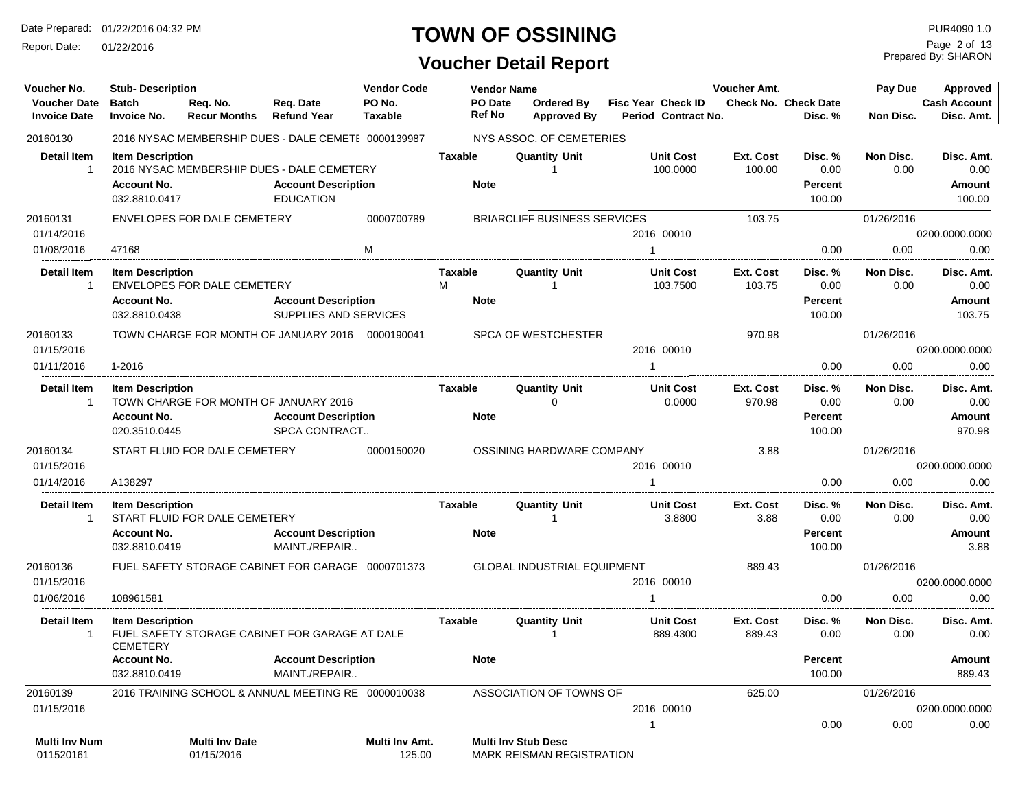# TOWN OF OSSINING

## Voucher Detail Report

Date Prepared: 01/22/2016 04:32 PM
Report Date: 01/22/2016

PUR4090 1.0
Prepared By: SHARON

| Voucher No. / Voucher Date / Invoice Date | Stub- Description / Batch / Invoice No. | Req. No. / Recur Months | Req. Date / Refund Year | Vendor Code / PO No. / Taxable | PO Date / Ref No | Vendor Name / Ordered By / Approved By | Fisc Year / Period | Check ID / Contract No. | Voucher Amt. / Check No. | Check Date / Disc. % | Pay Due / Non Disc. | Approved / Cash Account / Disc. Amt. |
|---|---|---|---|---|---|---|---|---|---|---|---|---|
| 20160130 | 2016 NYSAC MEMBERSHIP DUES - DALE CEMETE | | | 0000139987 | | NYS ASSOC. OF CEMETERIES | | | | | | |

| Detail Item | Item Description | Taxable | Quantity Unit | Unit Cost | Ext. Cost | Disc. % | Non Disc. | Disc. Amt. |
|---|---|---|---|---|---|---|---|---|
| 1 | 2016 NYSAC MEMBERSHIP DUES - DALE CEMETERY | | 1 | 100.0000 | 100.00 | 0.00 | 0.00 | 0.00 |

| Account No. | Account Description | Note | Percent | Amount |
|---|---|---|---|---|
| 032.8810.0417 | EDUCATION | | 100.00 | 100.00 |

| Voucher No. | Stub- Description | Vendor Code | Vendor Name | Fisc Year | Check ID | Voucher Amt. | Disc. % | Pay Due | Approved |
|---|---|---|---|---|---|---|---|---|---|
| 20160131 | ENVELOPES FOR DALE CEMETERY | 0000700789 | BRIARCLIFF BUSINESS SERVICES | | | 103.75 | | 01/26/2016 | |
| 01/14/2016 | | | | 2016 | 00010 | | | | 0200.0000.0000 |
| 01/08/2016 | 47168 | M | | 1 | | | 0.00 | 0.00 | 0.00 |

| Detail Item | Item Description | Taxable | Quantity Unit | Unit Cost | Ext. Cost | Disc. % | Non Disc. | Disc. Amt. |
|---|---|---|---|---|---|---|---|---|
| 1 | ENVELOPES FOR DALE CEMETERY | M | 1 | 103.7500 | 103.75 | 0.00 | 0.00 | 0.00 |

| Account No. | Account Description | Note | Percent | Amount |
|---|---|---|---|---|
| 032.8810.0438 | SUPPLIES AND SERVICES | | 100.00 | 103.75 |

| Voucher No. | Stub- Description | Vendor Code | Vendor Name | Fisc Year | Check ID | Voucher Amt. | Disc. % | Pay Due | Approved |
|---|---|---|---|---|---|---|---|---|---|
| 20160133 | TOWN CHARGE FOR MONTH OF JANUARY 2016 | 0000190041 | SPCA OF WESTCHESTER | | | 970.98 | | 01/26/2016 | |
| 01/15/2016 | | | | 2016 | 00010 | | | | 0200.0000.0000 |
| 01/11/2016 | 1-2016 | | | 1 | | | 0.00 | 0.00 | 0.00 |

| Detail Item | Item Description | Taxable | Quantity Unit | Unit Cost | Ext. Cost | Disc. % | Non Disc. | Disc. Amt. |
|---|---|---|---|---|---|---|---|---|
| 1 | TOWN CHARGE FOR MONTH OF JANUARY 2016 | | 0 | 0.0000 | 970.98 | 0.00 | 0.00 | 0.00 |

| Account No. | Account Description | Note | Percent | Amount |
|---|---|---|---|---|
| 020.3510.0445 | SPCA CONTRACT.. | | 100.00 | 970.98 |

| Voucher No. | Stub- Description | Vendor Code | Vendor Name | Fisc Year | Check ID | Voucher Amt. | Disc. % | Pay Due | Approved |
|---|---|---|---|---|---|---|---|---|---|
| 20160134 | START FLUID FOR DALE CEMETERY | 0000150020 | OSSINING HARDWARE COMPANY | | | 3.88 | | 01/26/2016 | |
| 01/15/2016 | | | | 2016 | 00010 | | | | 0200.0000.0000 |
| 01/14/2016 | A138297 | | | 1 | | | 0.00 | 0.00 | 0.00 |

| Detail Item | Item Description | Taxable | Quantity Unit | Unit Cost | Ext. Cost | Disc. % | Non Disc. | Disc. Amt. |
|---|---|---|---|---|---|---|---|---|
| 1 | START FLUID FOR DALE CEMETERY | | 1 | 3.8800 | 3.88 | 0.00 | 0.00 | 0.00 |

| Account No. | Account Description | Note | Percent | Amount |
|---|---|---|---|---|
| 032.8810.0419 | MAINT./REPAIR.. | | 100.00 | 3.88 |

| Voucher No. | Stub- Description | Vendor Code | Vendor Name | Fisc Year | Check ID | Voucher Amt. | Disc. % | Pay Due | Approved |
|---|---|---|---|---|---|---|---|---|---|
| 20160136 | FUEL SAFETY STORAGE CABINET FOR GARAGE | 0000701373 | GLOBAL INDUSTRIAL EQUIPMENT | | | 889.43 | | 01/26/2016 | |
| 01/15/2016 | | | | 2016 | 00010 | | | | 0200.0000.0000 |
| 01/06/2016 | 108961581 | | | 1 | | | 0.00 | 0.00 | 0.00 |

| Detail Item | Item Description | Taxable | Quantity Unit | Unit Cost | Ext. Cost | Disc. % | Non Disc. | Disc. Amt. |
|---|---|---|---|---|---|---|---|---|
| 1 | FUEL SAFETY STORAGE CABINET FOR GARAGE AT DALE CEMETERY | | 1 | 889.4300 | 889.43 | 0.00 | 0.00 | 0.00 |

| Account No. | Account Description | Note | Percent | Amount |
|---|---|---|---|---|
| 032.8810.0419 | MAINT./REPAIR.. | | 100.00 | 889.43 |

| Voucher No. | Stub- Description | Vendor Code | Vendor Name | Fisc Year | Check ID | Voucher Amt. | Disc. % | Pay Due | Approved |
|---|---|---|---|---|---|---|---|---|---|
| 20160139 | 2016 TRAINING SCHOOL & ANNUAL MEETING RE | 0000010038 | ASSOCIATION OF TOWNS OF | | | 625.00 | | 01/26/2016 | |
| 01/15/2016 | | | | 2016 | 00010 | | | | 0200.0000.0000 |
| | | | | 1 | | | 0.00 | 0.00 | 0.00 |

| Multi Inv Num | Multi Inv Date | Multi Inv Amt. | Multi Inv Stub Desc |
|---|---|---|---|
| 011520161 | 01/15/2016 | 125.00 | MARK REISMAN REGISTRATION |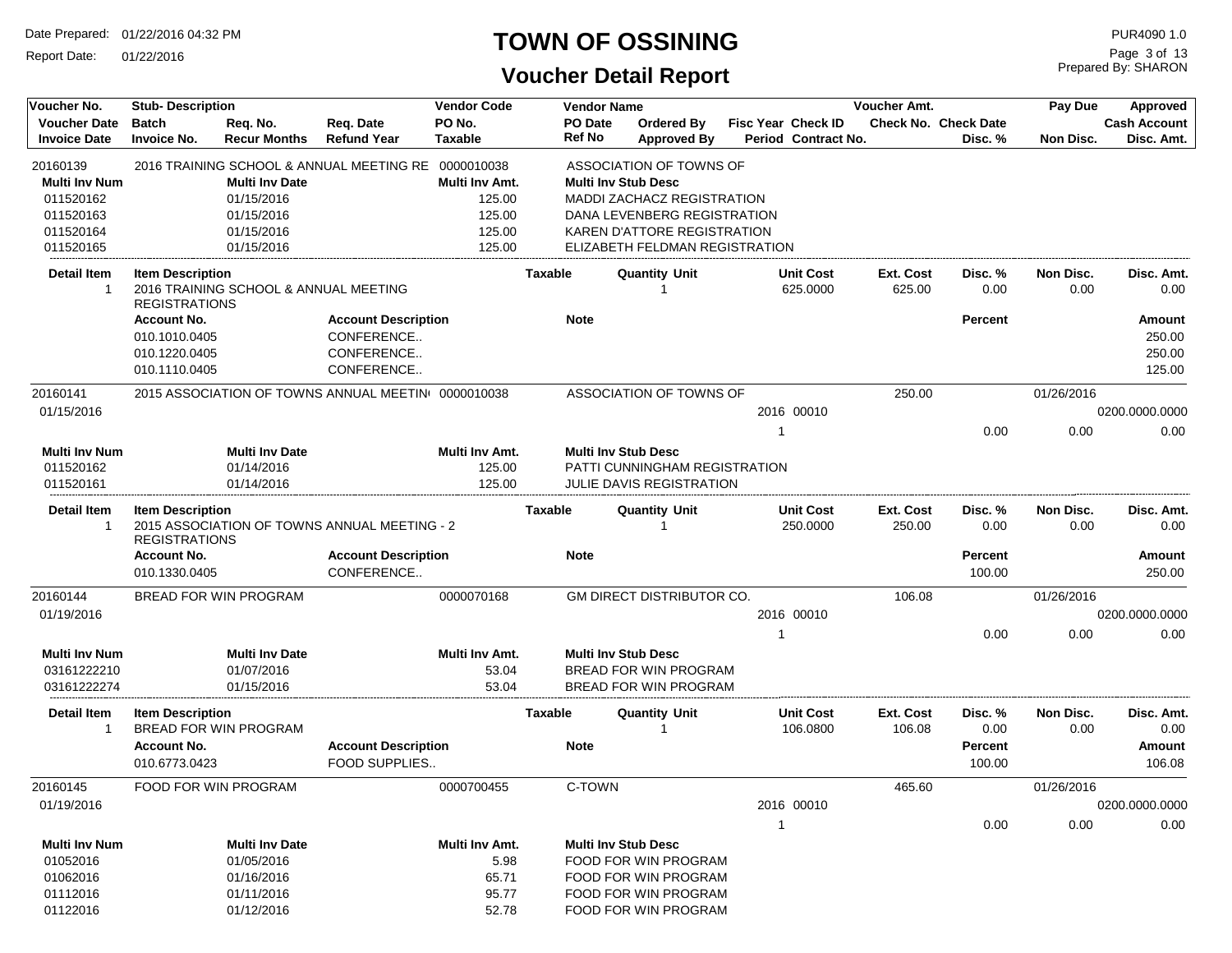# TOWN OF OSSINING

## Voucher Detail Report

Date Prepared: 01/22/2016 04:32 PM
Report Date: 01/22/2016
PUR4090 1.0
Prepared By: SHARON

| Voucher No. | Stub- Description | | | Vendor Code | Vendor Name | | | | Voucher Amt. | | Pay Due | Approved |
|---|---|---|---|---|---|---|---|---|---|---|---|---|
| Voucher Date | Batch | Req. No. | Req. Date | PO No. | PO Date | Ordered By | Fisc Year Check ID | | Check No. Check Date | | | Cash Account |
| Invoice Date | Invoice No. | Recur Months | Refund Year | Taxable | Ref No | Approved By | Period Contract No. | | | Disc. % | Non Disc. | Disc. Amt. |

**20160139** — 2016 TRAINING SCHOOL & ANNUAL MEETING RE — 0000010038 — ASSOCIATION OF TOWNS OF

| Multi Inv Num | Multi Inv Date | Multi Inv Amt. | Multi Inv Stub Desc |
|---|---|---|---|
| 011520162 | 01/15/2016 | 125.00 | MADDI ZACHACZ REGISTRATION |
| 011520163 | 01/15/2016 | 125.00 | DANA LEVENBERG REGISTRATION |
| 011520164 | 01/15/2016 | 125.00 | KAREN D'ATTORE REGISTRATION |
| 011520165 | 01/15/2016 | 125.00 | ELIZABETH FELDMAN REGISTRATION |

| Detail Item | Item Description | Taxable | Quantity Unit | Unit Cost | Ext. Cost | Disc. % | Non Disc. | Disc. Amt. |
|---|---|---|---|---|---|---|---|---|
| 1 | 2016 TRAINING SCHOOL & ANNUAL MEETING REGISTRATIONS | | 1 | 625.0000 | 625.00 | 0.00 | 0.00 | 0.00 |

| Account No. | Account Description | Note | Percent | Amount |
|---|---|---|---|---|
| 010.1010.0405 | CONFERENCE.. | | | 250.00 |
| 010.1220.0405 | CONFERENCE.. | | | 250.00 |
| 010.1110.0405 | CONFERENCE.. | | | 125.00 |

**20160141** — 2015 ASSOCIATION OF TOWNS ANNUAL MEETIN — 0000010038 — ASSOCIATION OF TOWNS OF — Voucher Amt. 250.00 — Pay Due 01/26/2016
Voucher Date: 01/15/2016 — Fisc Year 2016, Check ID 00010 — Cash Account 0200.0000.0000
Period 1 — Disc. % 0.00 — Non Disc. 0.00 — Disc. Amt. 0.00

| Multi Inv Num | Multi Inv Date | Multi Inv Amt. | Multi Inv Stub Desc |
|---|---|---|---|
| 011520162 | 01/14/2016 | 125.00 | PATTI CUNNINGHAM REGISTRATION |
| 011520161 | 01/14/2016 | 125.00 | JULIE DAVIS REGISTRATION |

| Detail Item | Item Description | Taxable | Quantity Unit | Unit Cost | Ext. Cost | Disc. % | Non Disc. | Disc. Amt. |
|---|---|---|---|---|---|---|---|---|
| 1 | 2015 ASSOCIATION OF TOWNS ANNUAL MEETING - 2 REGISTRATIONS | | 1 | 250.0000 | 250.00 | 0.00 | 0.00 | 0.00 |

| Account No. | Account Description | Note | Percent | Amount |
|---|---|---|---|---|
| 010.1330.0405 | CONFERENCE.. | | 100.00 | 250.00 |

**20160144** — BREAD FOR WIN PROGRAM — 0000070168 — GM DIRECT DISTRIBUTOR CO. — Voucher Amt. 106.08 — Pay Due 01/26/2016
Voucher Date: 01/19/2016 — Fisc Year 2016, Check ID 00010 — Cash Account 0200.0000.0000
Period 1 — Disc. % 0.00 — Non Disc. 0.00 — Disc. Amt. 0.00

| Multi Inv Num | Multi Inv Date | Multi Inv Amt. | Multi Inv Stub Desc |
|---|---|---|---|
| 03161222210 | 01/07/2016 | 53.04 | BREAD FOR WIN PROGRAM |
| 03161222274 | 01/15/2016 | 53.04 | BREAD FOR WIN PROGRAM |

| Detail Item | Item Description | Taxable | Quantity Unit | Unit Cost | Ext. Cost | Disc. % | Non Disc. | Disc. Amt. |
|---|---|---|---|---|---|---|---|---|
| 1 | BREAD FOR WIN PROGRAM | | 1 | 106.0800 | 106.08 | 0.00 | 0.00 | 0.00 |

| Account No. | Account Description | Note | Percent | Amount |
|---|---|---|---|---|
| 010.6773.0423 | FOOD SUPPLIES.. | | 100.00 | 106.08 |

**20160145** — FOOD FOR WIN PROGRAM — 0000700455 — C-TOWN — Voucher Amt. 465.60 — Pay Due 01/26/2016
Voucher Date: 01/19/2016 — Fisc Year 2016, Check ID 00010 — Cash Account 0200.0000.0000
Period 1 — Disc. % 0.00 — Non Disc. 0.00 — Disc. Amt. 0.00

| Multi Inv Num | Multi Inv Date | Multi Inv Amt. | Multi Inv Stub Desc |
|---|---|---|---|
| 01052016 | 01/05/2016 | 5.98 | FOOD FOR WIN PROGRAM |
| 01062016 | 01/16/2016 | 65.71 | FOOD FOR WIN PROGRAM |
| 01112016 | 01/11/2016 | 95.77 | FOOD FOR WIN PROGRAM |
| 01122016 | 01/12/2016 | 52.78 | FOOD FOR WIN PROGRAM |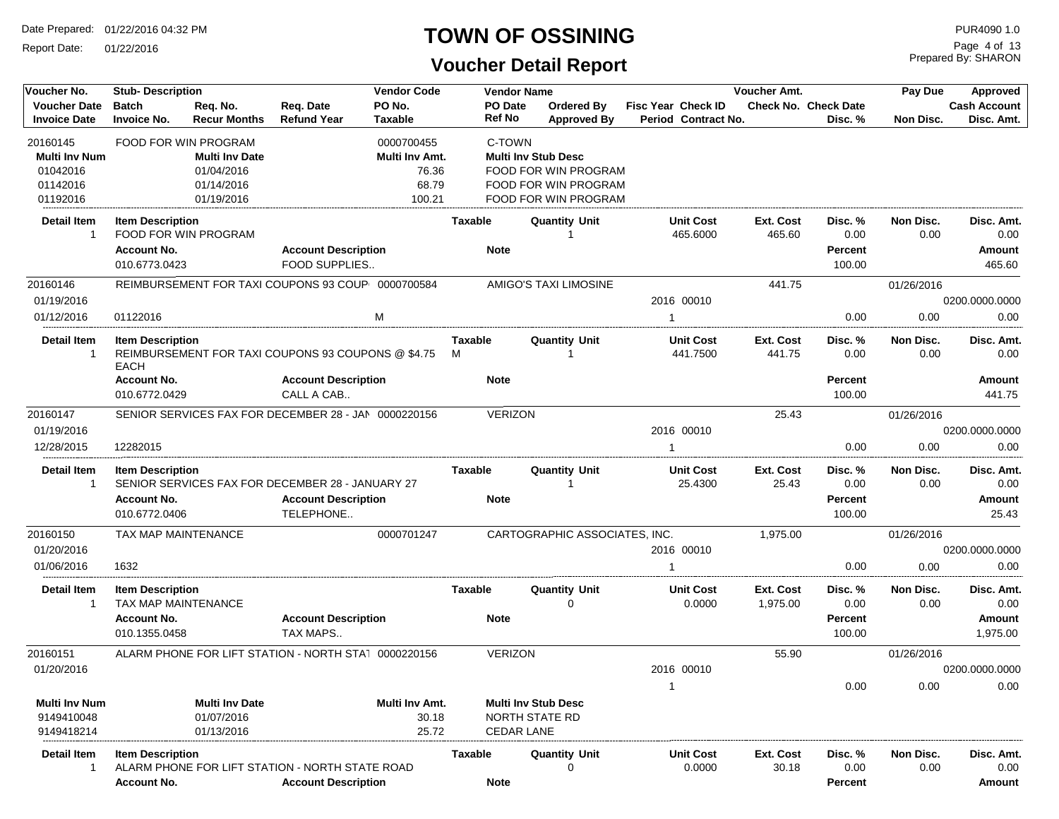# TOWN OF OSSINING

## Voucher Detail Report

Date Prepared: 01/22/2016 04:32 PM
Report Date: 01/22/2016

PUR4090 1.0
Prepared By: SHARON

| Voucher No. | Stub- Description | | | Vendor Code | Vendor Name | | | | Voucher Amt. | | Pay Due | Approved |
|---|---|---|---|---|---|---|---|---|---|---|---|---|
| Voucher Date | Batch | Req. No. | Req. Date | PO No. | PO Date | Ordered By | Fisc Year | Check ID | Check No. | Check Date | | Cash Account |
| Invoice Date | Invoice No. | Recur Months | Refund Year | Taxable | Ref No | Approved By | Period | Contract No. | | Disc. % | Non Disc. | Disc. Amt. |

**20160145** — FOOD FOR WIN PROGRAM — 0000700455 — C-TOWN

| Multi Inv Num | Multi Inv Date | Multi Inv Amt. | Multi Inv Stub Desc |
|---|---|---|---|
| 01042016 | 01/04/2016 | 76.36 | FOOD FOR WIN PROGRAM |
| 01142016 | 01/14/2016 | 68.79 | FOOD FOR WIN PROGRAM |
| 01192016 | 01/19/2016 | 100.21 | FOOD FOR WIN PROGRAM |

| Detail Item | Item Description | Taxable | Quantity Unit | Unit Cost | Ext. Cost | Disc. % | Non Disc. | Disc. Amt. |
|---|---|---|---|---|---|---|---|---|
| 1 | FOOD FOR WIN PROGRAM | | 1 | 465.6000 | 465.60 | 0.00 | 0.00 | 0.00 |

| Account No. | Account Description | Note | Percent | Amount |
|---|---|---|---|---|
| 010.6773.0423 | FOOD SUPPLIES.. | | 100.00 | 465.60 |

**20160146** — REIMBURSEMENT FOR TAXI COUPONS 93 COUP — 0000700584 — AMIGO'S TAXI LIMOSINE — 441.75 — Pay Due 01/26/2016

- Voucher Date: 01/19/2016 — Fisc Year 2016, Check ID 00010 — Cash Account 0200.0000.0000
- Invoice Date: 01/12/2016 — Invoice No. 01122016 — Taxable M — Period 1 — Disc. % 0.00 — Non Disc. 0.00 — Disc. Amt. 0.00

| Detail Item | Item Description | Taxable | Quantity Unit | Unit Cost | Ext. Cost | Disc. % | Non Disc. | Disc. Amt. |
|---|---|---|---|---|---|---|---|---|
| 1 | REIMBURSEMENT FOR TAXI COUPONS 93 COUPONS @ $4.75 EACH | M | 1 | 441.7500 | 441.75 | 0.00 | 0.00 | 0.00 |

| Account No. | Account Description | Note | Percent | Amount |
|---|---|---|---|---|
| 010.6772.0429 | CALL A CAB.. | | 100.00 | 441.75 |

**20160147** — SENIOR SERVICES FAX FOR DECEMBER 28 - JAN — 0000220156 — VERIZON — 25.43 — Pay Due 01/26/2016

- Voucher Date: 01/19/2016 — Fisc Year 2016, Check ID 00010 — Cash Account 0200.0000.0000
- Invoice Date: 12/28/2015 — Invoice No. 12282015 — Period 1 — Disc. % 0.00 — Non Disc. 0.00 — Disc. Amt. 0.00

| Detail Item | Item Description | Taxable | Quantity Unit | Unit Cost | Ext. Cost | Disc. % | Non Disc. | Disc. Amt. |
|---|---|---|---|---|---|---|---|---|
| 1 | SENIOR SERVICES FAX FOR DECEMBER 28 - JANUARY 27 | | 1 | 25.4300 | 25.43 | 0.00 | 0.00 | 0.00 |

| Account No. | Account Description | Note | Percent | Amount |
|---|---|---|---|---|
| 010.6772.0406 | TELEPHONE.. | | 100.00 | 25.43 |

**20160150** — TAX MAP MAINTENANCE — 0000701247 — CARTOGRAPHIC ASSOCIATES, INC. — 1,975.00 — Pay Due 01/26/2016

- Voucher Date: 01/20/2016 — Fisc Year 2016, Check ID 00010 — Cash Account 0200.0000.0000
- Invoice Date: 01/06/2016 — Invoice No. 1632 — Period 1 — Disc. % 0.00 — Non Disc. 0.00 — Disc. Amt. 0.00

| Detail Item | Item Description | Taxable | Quantity Unit | Unit Cost | Ext. Cost | Disc. % | Non Disc. | Disc. Amt. |
|---|---|---|---|---|---|---|---|---|
| 1 | TAX MAP MAINTENANCE | | 0 | 0.0000 | 1,975.00 | 0.00 | 0.00 | 0.00 |

| Account No. | Account Description | Note | Percent | Amount |
|---|---|---|---|---|
| 010.1355.0458 | TAX MAPS.. | | 100.00 | 1,975.00 |

**20160151** — ALARM PHONE FOR LIFT STATION - NORTH STAT — 0000220156 — VERIZON — 55.90 — Pay Due 01/26/2016

- Voucher Date: 01/20/2016 — Fisc Year 2016, Check ID 00010 — Cash Account 0200.0000.0000
- Period 1 — Disc. % 0.00 — Non Disc. 0.00 — Disc. Amt. 0.00

| Multi Inv Num | Multi Inv Date | Multi Inv Amt. | Multi Inv Stub Desc |
|---|---|---|---|
| 9149410048 | 01/07/2016 | 30.18 | NORTH STATE RD |
| 9149418214 | 01/13/2016 | 25.72 | CEDAR LANE |

| Detail Item | Item Description | Taxable | Quantity Unit | Unit Cost | Ext. Cost | Disc. % | Non Disc. | Disc. Amt. |
|---|---|---|---|---|---|---|---|---|
| 1 | ALARM PHONE FOR LIFT STATION - NORTH STATE ROAD | | 0 | 0.0000 | 30.18 | 0.00 | 0.00 | 0.00 |

| Account No. | Account Description | Note | Percent | Amount |
|---|---|---|---|---|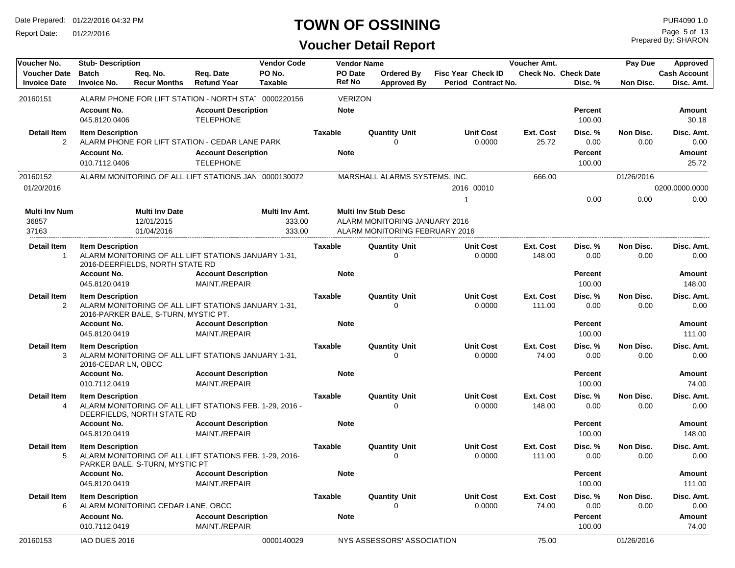# TOWN OF OSSINING

## Voucher Detail Report

Date Prepared: 01/22/2016 04:32 PM
Report Date: 01/22/2016

PUR4090 1.0
Prepared By: SHARON

| Voucher No. | Stub- Description | | | Vendor Code | Vendor Name | | | Voucher Amt. | | Pay Due | Approved |
|---|---|---|---|---|---|---|---|---|---|---|---|
| Voucher Date | Batch | Req. No. | Req. Date | PO No. | PO Date | Ordered By | Fisc Year Check ID | Check No. | Check Date | | Cash Account |
| Invoice Date | Invoice No. | Recur Months | Refund Year | Taxable | Ref No | Approved By | Period Contract No. | | Disc. % | Non Disc. | Disc. Amt. |

**20160151** — ALARM PHONE FOR LIFT STATION - NORTH STAT — 0000220156 — VERIZON

| Account No. | Account Description | Note | Percent | Amount |
|---|---|---|---|---|
| 045.8120.0406 | TELEPHONE | | 100.00 | 30.18 |

| Detail Item | Item Description | Taxable | Quantity Unit | Unit Cost | Ext. Cost | Disc. % | Non Disc. | Disc. Amt. |
|---|---|---|---|---|---|---|---|---|
| 2 | ALARM PHONE FOR LIFT STATION - CEDAR LANE PARK | | 0 | 0.0000 | 25.72 | 0.00 | 0.00 | 0.00 |

| Account No. | Account Description | Note | Percent | Amount |
|---|---|---|---|---|
| 010.7112.0406 | TELEPHONE | | 100.00 | 25.72 |

**20160152** — ALARM MONITORING OF ALL LIFT STATIONS JAN — 0000130072 — MARSHALL ALARMS SYSTEMS, INC. — Voucher Amt. 666.00 — Pay Due 01/26/2016

Voucher Date: 01/20/2016 — Fisc Year 2016, Check ID 00010 — Cash Account 0200.0000.0000

Period: 1 — Disc. % 0.00 — Non Disc. 0.00 — Disc. Amt. 0.00

| Multi Inv Num | Multi Inv Date | Multi Inv Amt. | Multi Inv Stub Desc |
|---|---|---|---|
| 36857 | 12/01/2015 | 333.00 | ALARM MONITORING JANUARY 2016 |
| 37163 | 01/04/2016 | 333.00 | ALARM MONITORING FEBRUARY 2016 |

| Detail Item | Item Description | Taxable | Quantity Unit | Unit Cost | Ext. Cost | Disc. % | Non Disc. | Disc. Amt. |
|---|---|---|---|---|---|---|---|---|
| 1 | ALARM MONITORING OF ALL LIFT STATIONS JANUARY 1-31, 2016-DEERFIELDS, NORTH STATE RD | | 0 | 0.0000 | 148.00 | 0.00 | 0.00 | 0.00 |

| Account No. | Account Description | Note | Percent | Amount |
|---|---|---|---|---|
| 045.8120.0419 | MAINT./REPAIR | | 100.00 | 148.00 |

| Detail Item | Item Description | Taxable | Quantity Unit | Unit Cost | Ext. Cost | Disc. % | Non Disc. | Disc. Amt. |
|---|---|---|---|---|---|---|---|---|
| 2 | ALARM MONITORING OF ALL LIFT STATIONS JANUARY 1-31, 2016-PARKER BALE, S-TURN, MYSTIC PT. | | 0 | 0.0000 | 111.00 | 0.00 | 0.00 | 0.00 |

| Account No. | Account Description | Note | Percent | Amount |
|---|---|---|---|---|
| 045.8120.0419 | MAINT./REPAIR | | 100.00 | 111.00 |

| Detail Item | Item Description | Taxable | Quantity Unit | Unit Cost | Ext. Cost | Disc. % | Non Disc. | Disc. Amt. |
|---|---|---|---|---|---|---|---|---|
| 3 | ALARM MONITORING OF ALL LIFT STATIONS JANUARY 1-31, 2016-CEDAR LN, OBCC | | 0 | 0.0000 | 74.00 | 0.00 | 0.00 | 0.00 |

| Account No. | Account Description | Note | Percent | Amount |
|---|---|---|---|---|
| 010.7112.0419 | MAINT./REPAIR | | 100.00 | 74.00 |

| Detail Item | Item Description | Taxable | Quantity Unit | Unit Cost | Ext. Cost | Disc. % | Non Disc. | Disc. Amt. |
|---|---|---|---|---|---|---|---|---|
| 4 | ALARM MONITORING OF ALL LIFT STATIONS FEB. 1-29, 2016 - DEERFIELDS, NORTH STATE RD | | 0 | 0.0000 | 148.00 | 0.00 | 0.00 | 0.00 |

| Account No. | Account Description | Note | Percent | Amount |
|---|---|---|---|---|
| 045.8120.0419 | MAINT./REPAIR | | 100.00 | 148.00 |

| Detail Item | Item Description | Taxable | Quantity Unit | Unit Cost | Ext. Cost | Disc. % | Non Disc. | Disc. Amt. |
|---|---|---|---|---|---|---|---|---|
| 5 | ALARM MONITORING OF ALL LIFT STATIONS FEB. 1-29, 2016-PARKER BALE, S-TURN, MYSTIC PT | | 0 | 0.0000 | 111.00 | 0.00 | 0.00 | 0.00 |

| Account No. | Account Description | Note | Percent | Amount |
|---|---|---|---|---|
| 045.8120.0419 | MAINT./REPAIR | | 100.00 | 111.00 |

| Detail Item | Item Description | Taxable | Quantity Unit | Unit Cost | Ext. Cost | Disc. % | Non Disc. | Disc. Amt. |
|---|---|---|---|---|---|---|---|---|
| 6 | ALARM MONITORING CEDAR LANE, OBCC | | 0 | 0.0000 | 74.00 | 0.00 | 0.00 | 0.00 |

| Account No. | Account Description | Note | Percent | Amount |
|---|---|---|---|---|
| 010.7112.0419 | MAINT./REPAIR | | 100.00 | 74.00 |

**20160153** — IAO DUES 2016 — 0000140029 — NYS ASSESSORS' ASSOCIATION — Voucher Amt. 75.00 — Pay Due 01/26/2016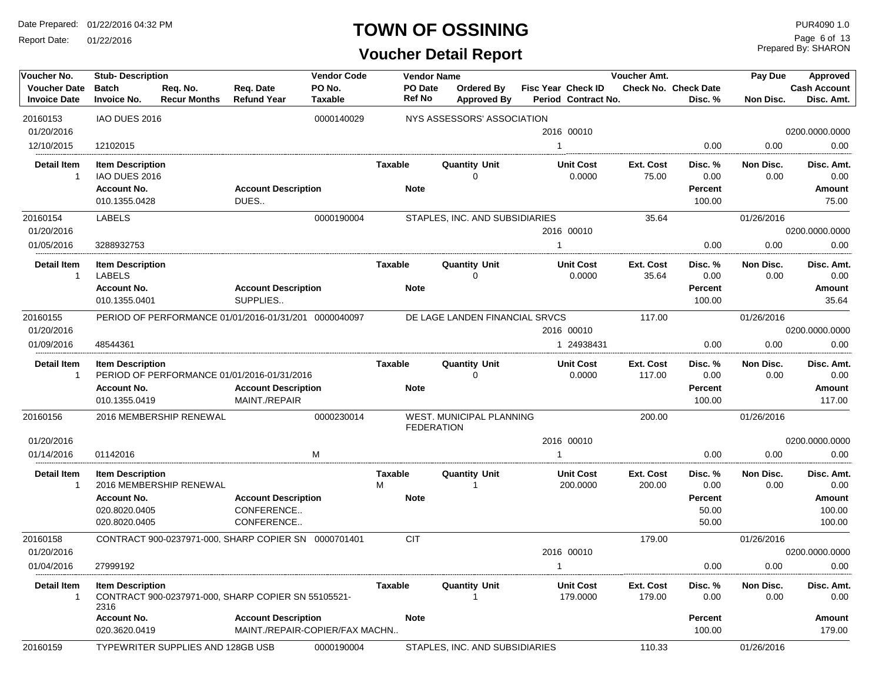# TOWN OF OSSINING

## Voucher Detail Report

Date Prepared: 01/22/2016 04:32 PM
Report Date: 01/22/2016

PUR4090 1.0
Prepared By: SHARON

| Voucher No. / Voucher Date / Invoice Date | Stub- Description / Batch / Invoice No. | Req. No. / Recur Months | Req. Date / Refund Year | Vendor Code / PO No. / Taxable | Vendor Name / PO Date / Ref No | Ordered By / Approved By | Fisc Year / Period | Check ID / Contract No. | Voucher Amt. / Check No. | Check Date / Disc. % | Pay Due / Non Disc. | Approved / Cash Account / Disc. Amt. |
|---|---|---|---|---|---|---|---|---|---|---|---|---|
| 20160153 | IAO DUES 2016 | | | 0000140029 | NYS ASSESSORS' ASSOCIATION | | | | | | | |
| 01/20/2016 | | | | | | | 2016 | 00010 | | | | 0200.0000.0000 |
| 12/10/2015 | 12102015 | | | | | | 1 | | | 0.00 | 0.00 | 0.00 |

| Detail Item | Item Description | Taxable | Quantity | Unit | Unit Cost | Ext. Cost | Disc. % | Non Disc. | Disc. Amt. |
|---|---|---|---|---|---|---|---|---|---|
| 1 | IAO DUES 2016 | | 0 | | 0.0000 | 75.00 | 0.00 | 0.00 | 0.00 |

| Account No. | Account Description | Note | Percent | Amount |
|---|---|---|---|---|
| 010.1355.0428 | DUES.. | | 100.00 | 75.00 |

| Voucher No. / Voucher Date / Invoice Date | Stub- Description / Batch / Invoice No. | Req. No. / Recur Months | Req. Date / Refund Year | Vendor Code / PO No. / Taxable | Vendor Name / PO Date / Ref No | Ordered By / Approved By | Fisc Year / Period | Check ID / Contract No. | Voucher Amt. / Check No. | Check Date / Disc. % | Pay Due / Non Disc. | Approved / Cash Account / Disc. Amt. |
|---|---|---|---|---|---|---|---|---|---|---|---|---|
| 20160154 | LABELS | | | 0000190004 | STAPLES, INC. AND SUBSIDIARIES | | | | 35.64 | | 01/26/2016 | |
| 01/20/2016 | | | | | | | 2016 | 00010 | | | | 0200.0000.0000 |
| 01/05/2016 | 3288932753 | | | | | | 1 | | | 0.00 | 0.00 | 0.00 |

| Detail Item | Item Description | Taxable | Quantity | Unit | Unit Cost | Ext. Cost | Disc. % | Non Disc. | Disc. Amt. |
|---|---|---|---|---|---|---|---|---|---|
| 1 | LABELS | | 0 | | 0.0000 | 35.64 | 0.00 | 0.00 | 0.00 |

| Account No. | Account Description | Note | Percent | Amount |
|---|---|---|---|---|
| 010.1355.0401 | SUPPLIES.. | | 100.00 | 35.64 |

| Voucher No. / Voucher Date / Invoice Date | Stub- Description / Batch / Invoice No. | Req. No. / Recur Months | Req. Date / Refund Year | Vendor Code / PO No. / Taxable | Vendor Name / PO Date / Ref No | Ordered By / Approved By | Fisc Year / Period | Check ID / Contract No. | Voucher Amt. / Check No. | Check Date / Disc. % | Pay Due / Non Disc. | Approved / Cash Account / Disc. Amt. |
|---|---|---|---|---|---|---|---|---|---|---|---|---|
| 20160155 | PERIOD OF PERFORMANCE 01/01/2016-01/31/201 | | | 0000040097 | DE LAGE LANDEN FINANCIAL SRVCS | | | | 117.00 | | 01/26/2016 | |
| 01/20/2016 | | | | | | | 2016 | 00010 | | | | 0200.0000.0000 |
| 01/09/2016 | 48544361 | | | | | | 1 | 24938431 | | 0.00 | 0.00 | 0.00 |

| Detail Item | Item Description | Taxable | Quantity | Unit | Unit Cost | Ext. Cost | Disc. % | Non Disc. | Disc. Amt. |
|---|---|---|---|---|---|---|---|---|---|
| 1 | PERIOD OF PERFORMANCE 01/01/2016-01/31/2016 | | 0 | | 0.0000 | 117.00 | 0.00 | 0.00 | 0.00 |

| Account No. | Account Description | Note | Percent | Amount |
|---|---|---|---|---|
| 010.1355.0419 | MAINT./REPAIR | | 100.00 | 117.00 |

| Voucher No. / Voucher Date / Invoice Date | Stub- Description / Batch / Invoice No. | Req. No. / Recur Months | Req. Date / Refund Year | Vendor Code / PO No. / Taxable | Vendor Name / PO Date / Ref No | Ordered By / Approved By | Fisc Year / Period | Check ID / Contract No. | Voucher Amt. / Check No. | Check Date / Disc. % | Pay Due / Non Disc. | Approved / Cash Account / Disc. Amt. |
|---|---|---|---|---|---|---|---|---|---|---|---|---|
| 20160156 | 2016 MEMBERSHIP RENEWAL | | | 0000230014 | WEST. MUNICIPAL PLANNING FEDERATION | | | | 200.00 | | 01/26/2016 | |
| 01/20/2016 | | | | | | | 2016 | 00010 | | | | 0200.0000.0000 |
| 01/14/2016 | 01142016 | | | M | | | 1 | | | 0.00 | 0.00 | 0.00 |

| Detail Item | Item Description | Taxable | Quantity | Unit | Unit Cost | Ext. Cost | Disc. % | Non Disc. | Disc. Amt. |
|---|---|---|---|---|---|---|---|---|---|
| 1 | 2016 MEMBERSHIP RENEWAL | M | 1 | | 200.0000 | 200.00 | 0.00 | 0.00 | 0.00 |

| Account No. | Account Description | Note | Percent | Amount |
|---|---|---|---|---|
| 020.8020.0405 | CONFERENCE.. | | 50.00 | 100.00 |
| 020.8020.0405 | CONFERENCE.. | | 50.00 | 100.00 |

| Voucher No. / Voucher Date / Invoice Date | Stub- Description / Batch / Invoice No. | Req. No. / Recur Months | Req. Date / Refund Year | Vendor Code / PO No. / Taxable | Vendor Name / PO Date / Ref No | Ordered By / Approved By | Fisc Year / Period | Check ID / Contract No. | Voucher Amt. / Check No. | Check Date / Disc. % | Pay Due / Non Disc. | Approved / Cash Account / Disc. Amt. |
|---|---|---|---|---|---|---|---|---|---|---|---|---|
| 20160158 | CONTRACT 900-0237971-000, SHARP COPIER SN | | | 0000701401 | CIT | | | | 179.00 | | 01/26/2016 | |
| 01/20/2016 | | | | | | | 2016 | 00010 | | | | 0200.0000.0000 |
| 01/04/2016 | 27999192 | | | | | | 1 | | | 0.00 | 0.00 | 0.00 |

| Detail Item | Item Description | Taxable | Quantity | Unit | Unit Cost | Ext. Cost | Disc. % | Non Disc. | Disc. Amt. |
|---|---|---|---|---|---|---|---|---|---|
| 1 | CONTRACT 900-0237971-000, SHARP COPIER SN 55105521-2316 | | 1 | | 179.0000 | 179.00 | 0.00 | 0.00 | 0.00 |

| Account No. | Account Description | Note | Percent | Amount |
|---|---|---|---|---|
| 020.3620.0419 | MAINT./REPAIR-COPIER/FAX MACHN.. | | 100.00 | 179.00 |

| Voucher No. | Stub- Description | Vendor Code | Vendor Name | Voucher Amt. | Pay Due |
|---|---|---|---|---|---|
| 20160159 | TYPEWRITER SUPPLIES AND 128GB USB | 0000190004 | STAPLES, INC. AND SUBSIDIARIES | 110.33 | 01/26/2016 |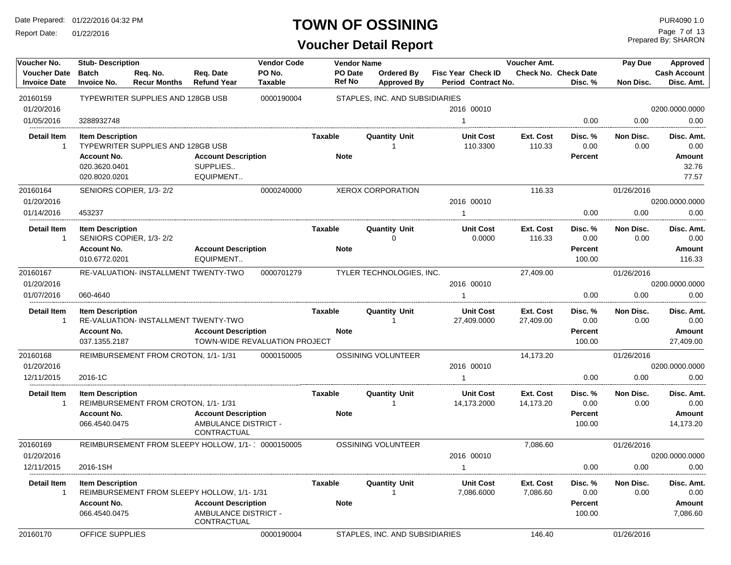# TOWN OF OSSINING

## Voucher Detail Report

Date Prepared: 01/22/2016 04:32 PM
Report Date: 01/22/2016

PUR4090 1.0
Prepared By: SHARON

| Voucher No. / Voucher Date / Invoice Date | Stub-Description / Batch / Invoice No. | Req. No. / Recur Months | Req. Date / Refund Year | Vendor Code / PO No. / Taxable | Vendor Name / PO Date / Ref No | Ordered By / Approved By | Fisc Year / Period | Check ID / Contract No. | Voucher Amt. / Check No. | Check Date / Disc. % | Pay Due / Non Disc. | Approved / Cash Account / Disc. Amt. |
|---|---|---|---|---|---|---|---|---|---|---|---|---|
| 20160159 | TYPEWRITER SUPPLIES AND 128GB USB | | | 0000190004 | STAPLES, INC. AND SUBSIDIARIES | | | | | | | |
| 01/20/2016 | | | | | | | 2016 | 00010 | | | | 0200.0000.0000 |
| 01/05/2016 | 3288932748 | | | | | | 1 | | | 0.00 | 0.00 | 0.00 |

| Detail Item | Item Description | Taxable | Quantity Unit | Unit Cost | Ext. Cost | Disc. % | Non Disc. | Disc. Amt. |
|---|---|---|---|---|---|---|---|---|
| 1 | TYPEWRITER SUPPLIES AND 128GB USB | | 1 | 110.3300 | 110.33 | 0.00 | 0.00 | 0.00 |

| Account No. | Account Description | Note | Percent | Amount |
|---|---|---|---|---|
| 020.3620.0401 | SUPPLIES.. | | | 32.76 |
| 020.8020.0201 | EQUIPMENT.. | | | 77.57 |

| Voucher No. / Voucher Date / Invoice Date | Stub-Description / Batch / Invoice No. | Req. No. / Recur Months | Req. Date / Refund Year | Vendor Code / PO No. / Taxable | Vendor Name / PO Date / Ref No | Ordered By / Approved By | Fisc Year / Period | Check ID / Contract No. | Voucher Amt. / Check No. | Check Date / Disc. % | Pay Due / Non Disc. | Approved / Cash Account / Disc. Amt. |
|---|---|---|---|---|---|---|---|---|---|---|---|---|
| 20160164 | SENIORS COPIER, 1/3- 2/2 | | | 0000240000 | XEROX CORPORATION | | | | 116.33 | | 01/26/2016 | |
| 01/20/2016 | | | | | | | 2016 | 00010 | | | | 0200.0000.0000 |
| 01/14/2016 | 453237 | | | | | | 1 | | | 0.00 | 0.00 | 0.00 |

| Detail Item | Item Description | Taxable | Quantity Unit | Unit Cost | Ext. Cost | Disc. % | Non Disc. | Disc. Amt. |
|---|---|---|---|---|---|---|---|---|
| 1 | SENIORS COPIER, 1/3- 2/2 | | 0 | 0.0000 | 116.33 | 0.00 | 0.00 | 0.00 |

| Account No. | Account Description | Note | Percent | Amount |
|---|---|---|---|---|
| 010.6772.0201 | EQUIPMENT.. | | 100.00 | 116.33 |

| Voucher No. / Voucher Date / Invoice Date | Stub-Description / Batch / Invoice No. | Req. No. / Recur Months | Req. Date / Refund Year | Vendor Code / PO No. / Taxable | Vendor Name / PO Date / Ref No | Ordered By / Approved By | Fisc Year / Period | Check ID / Contract No. | Voucher Amt. / Check No. | Check Date / Disc. % | Pay Due / Non Disc. | Approved / Cash Account / Disc. Amt. |
|---|---|---|---|---|---|---|---|---|---|---|---|---|
| 20160167 | RE-VALUATION- INSTALLMENT TWENTY-TWO | | | 0000701279 | TYLER TECHNOLOGIES, INC. | | | | 27,409.00 | | 01/26/2016 | |
| 01/20/2016 | | | | | | | 2016 | 00010 | | | | 0200.0000.0000 |
| 01/07/2016 | 060-4640 | | | | | | 1 | | | 0.00 | 0.00 | 0.00 |

| Detail Item | Item Description | Taxable | Quantity Unit | Unit Cost | Ext. Cost | Disc. % | Non Disc. | Disc. Amt. |
|---|---|---|---|---|---|---|---|---|
| 1 | RE-VALUATION- INSTALLMENT TWENTY-TWO | | 1 | 27,409.0000 | 27,409.00 | 0.00 | 0.00 | 0.00 |

| Account No. | Account Description | Note | Percent | Amount |
|---|---|---|---|---|
| 037.1355.2187 | TOWN-WIDE REVALUATION PROJECT | | 100.00 | 27,409.00 |

| Voucher No. / Voucher Date / Invoice Date | Stub-Description / Batch / Invoice No. | Req. No. / Recur Months | Req. Date / Refund Year | Vendor Code / PO No. / Taxable | Vendor Name / PO Date / Ref No | Ordered By / Approved By | Fisc Year / Period | Check ID / Contract No. | Voucher Amt. / Check No. | Check Date / Disc. % | Pay Due / Non Disc. | Approved / Cash Account / Disc. Amt. |
|---|---|---|---|---|---|---|---|---|---|---|---|---|
| 20160168 | REIMBURSEMENT FROM CROTON, 1/1- 1/31 | | | 0000150005 | OSSINING VOLUNTEER | | | | 14,173.20 | | 01/26/2016 | |
| 01/20/2016 | | | | | | | 2016 | 00010 | | | | 0200.0000.0000 |
| 12/11/2015 | 2016-1C | | | | | | 1 | | | 0.00 | 0.00 | 0.00 |

| Detail Item | Item Description | Taxable | Quantity Unit | Unit Cost | Ext. Cost | Disc. % | Non Disc. | Disc. Amt. |
|---|---|---|---|---|---|---|---|---|
| 1 | REIMBURSEMENT FROM CROTON, 1/1- 1/31 | | 1 | 14,173.2000 | 14,173.20 | 0.00 | 0.00 | 0.00 |

| Account No. | Account Description | Note | Percent | Amount |
|---|---|---|---|---|
| 066.4540.0475 | AMBULANCE DISTRICT - CONTRACTUAL | | 100.00 | 14,173.20 |

| Voucher No. / Voucher Date / Invoice Date | Stub-Description / Batch / Invoice No. | Req. No. / Recur Months | Req. Date / Refund Year | Vendor Code / PO No. / Taxable | Vendor Name / PO Date / Ref No | Ordered By / Approved By | Fisc Year / Period | Check ID / Contract No. | Voucher Amt. / Check No. | Check Date / Disc. % | Pay Due / Non Disc. | Approved / Cash Account / Disc. Amt. |
|---|---|---|---|---|---|---|---|---|---|---|---|---|
| 20160169 | REIMBURSEMENT FROM SLEEPY HOLLOW, 1/1- 1 | | | 0000150005 | OSSINING VOLUNTEER | | | | 7,086.60 | | 01/26/2016 | |
| 01/20/2016 | | | | | | | 2016 | 00010 | | | | 0200.0000.0000 |
| 12/11/2015 | 2016-1SH | | | | | | 1 | | | 0.00 | 0.00 | 0.00 |

| Detail Item | Item Description | Taxable | Quantity Unit | Unit Cost | Ext. Cost | Disc. % | Non Disc. | Disc. Amt. |
|---|---|---|---|---|---|---|---|---|
| 1 | REIMBURSEMENT FROM SLEEPY HOLLOW, 1/1- 1/31 | | 1 | 7,086.6000 | 7,086.60 | 0.00 | 0.00 | 0.00 |

| Account No. | Account Description | Note | Percent | Amount |
|---|---|---|---|---|
| 066.4540.0475 | AMBULANCE DISTRICT - CONTRACTUAL | | 100.00 | 7,086.60 |

| Voucher No. | Stub-Description | Vendor Code | Vendor Name | Voucher Amt. | Pay Due |
|---|---|---|---|---|---|
| 20160170 | OFFICE SUPPLIES | 0000190004 | STAPLES, INC. AND SUBSIDIARIES | 146.40 | 01/26/2016 |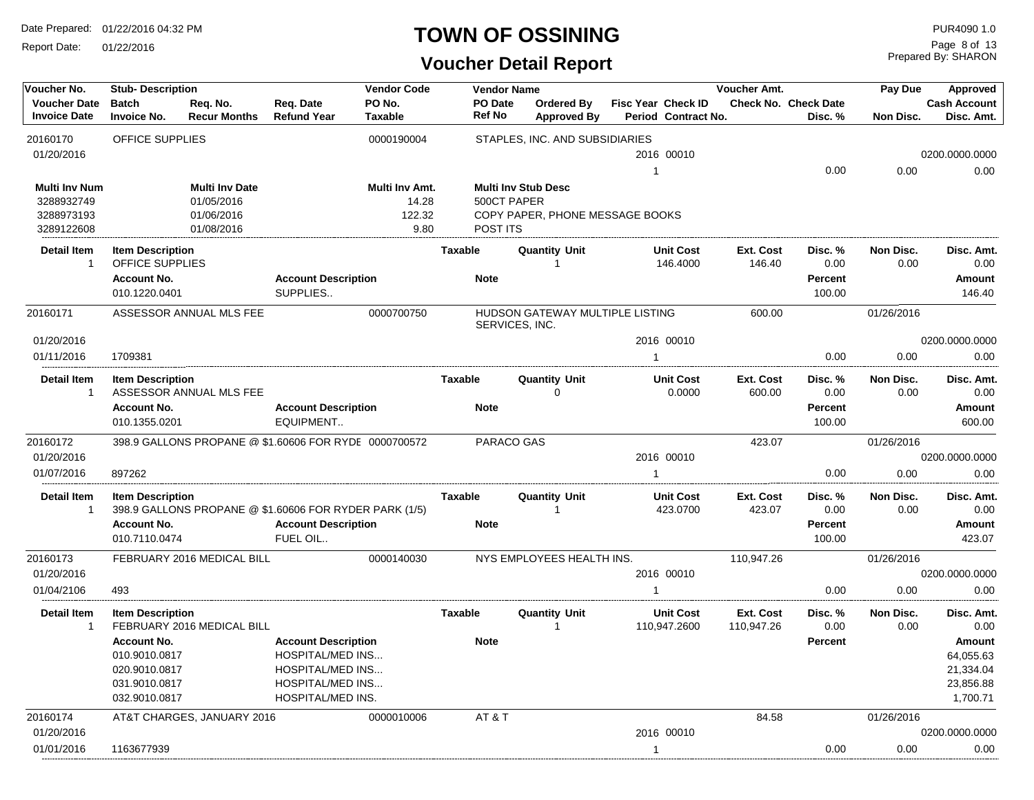# TOWN OF OSSINING

## Voucher Detail Report

Date Prepared: 01/22/2016 04:32 PM
Report Date: 01/22/2016
PUR4090 1.0
Prepared By: SHARON

| Voucher No. / Voucher Date / Invoice Date | Stub- Description / Batch / Invoice No. | Req. No. / Recur Months | Req. Date / Refund Year | Vendor Code / PO No. / Taxable | Vendor Name / PO Date / Ref No | Ordered By / Approved By | Fisc Year / Period | Check ID / Contract No. | Voucher Amt. / Check No. | Check Date / Disc. % | Pay Due / Non Disc. | Approved / Cash Account / Disc. Amt. |
|---|---|---|---|---|---|---|---|---|---|---|---|---|
| 20160170 | OFFICE SUPPLIES | | | 0000190004 | STAPLES, INC. AND SUBSIDIARIES | | | | | | | |
| 01/20/2016 | | | | | | | 2016 | 00010 | | | | 0200.0000.0000 |
| | | | | | | | 1 | | | 0.00 | 0.00 | 0.00 |

| Multi Inv Num | Multi Inv Date | Multi Inv Amt. | Multi Inv Stub Desc |
|---|---|---|---|
| 3288932749 | 01/05/2016 | 14.28 | 500CT PAPER |
| 3288973193 | 01/06/2016 | 122.32 | COPY PAPER, PHONE MESSAGE BOOKS |
| 3289122608 | 01/08/2016 | 9.80 | POST ITS |

| Detail Item | Item Description | Taxable | Quantity Unit | Unit Cost | Ext. Cost | Disc. % | Non Disc. | Disc. Amt. |
|---|---|---|---|---|---|---|---|---|
| 1 | OFFICE SUPPLIES | | 1 | 146.4000 | 146.40 | 0.00 | 0.00 | 0.00 |

| Account No. | Account Description | Note | Percent | Amount |
|---|---|---|---|---|
| 010.1220.0401 | SUPPLIES.. | | 100.00 | 146.40 |

| Voucher No. / Voucher Date / Invoice Date | Stub- Description / Batch / Invoice No. | Vendor Code | Vendor Name | Fisc Year / Period | Check ID | Voucher Amt. | Disc. % | Pay Due / Non Disc. | Approved / Cash Account / Disc. Amt. |
|---|---|---|---|---|---|---|---|---|---|
| 20160171 | ASSESSOR ANNUAL MLS FEE | 0000700750 | HUDSON GATEWAY MULTIPLE LISTING SERVICES, INC. | | | 600.00 | | 01/26/2016 | |
| 01/20/2016 | | | | 2016 | 00010 | | | | 0200.0000.0000 |
| 01/11/2016 | 1709381 | | | 1 | | | 0.00 | 0.00 | 0.00 |

| Detail Item | Item Description | Taxable | Quantity Unit | Unit Cost | Ext. Cost | Disc. % | Non Disc. | Disc. Amt. |
|---|---|---|---|---|---|---|---|---|
| 1 | ASSESSOR ANNUAL MLS FEE | | 0 | 0.0000 | 600.00 | 0.00 | 0.00 | 0.00 |

| Account No. | Account Description | Note | Percent | Amount |
|---|---|---|---|---|
| 010.1355.0201 | EQUIPMENT.. | | 100.00 | 600.00 |

| Voucher No. / Voucher Date / Invoice Date | Stub- Description / Batch / Invoice No. | Vendor Code | Vendor Name | Fisc Year / Period | Check ID | Voucher Amt. | Disc. % | Pay Due / Non Disc. | Approved / Cash Account / Disc. Amt. |
|---|---|---|---|---|---|---|---|---|---|
| 20160172 | 398.9 GALLONS PROPANE @ $1.60606 FOR RYDE | 0000700572 | PARACO GAS | | | 423.07 | | 01/26/2016 | |
| 01/20/2016 | | | | 2016 | 00010 | | | | 0200.0000.0000 |
| 01/07/2016 | 897262 | | | 1 | | | 0.00 | 0.00 | 0.00 |

| Detail Item | Item Description | Taxable | Quantity Unit | Unit Cost | Ext. Cost | Disc. % | Non Disc. | Disc. Amt. |
|---|---|---|---|---|---|---|---|---|
| 1 | 398.9 GALLONS PROPANE @ $1.60606 FOR RYDER PARK (1/5) | | 1 | 423.0700 | 423.07 | 0.00 | 0.00 | 0.00 |

| Account No. | Account Description | Note | Percent | Amount |
|---|---|---|---|---|
| 010.7110.0474 | FUEL OIL.. | | 100.00 | 423.07 |

| Voucher No. / Voucher Date / Invoice Date | Stub- Description / Batch / Invoice No. | Vendor Code | Vendor Name | Fisc Year / Period | Check ID | Voucher Amt. | Disc. % | Pay Due / Non Disc. | Approved / Cash Account / Disc. Amt. |
|---|---|---|---|---|---|---|---|---|---|
| 20160173 | FEBRUARY 2016 MEDICAL BILL | 0000140030 | NYS EMPLOYEES HEALTH INS. | | | 110,947.26 | | 01/26/2016 | |
| 01/20/2016 | | | | 2016 | 00010 | | | | 0200.0000.0000 |
| 01/04/2106 | 493 | | | 1 | | | 0.00 | 0.00 | 0.00 |

| Detail Item | Item Description | Taxable | Quantity Unit | Unit Cost | Ext. Cost | Disc. % | Non Disc. | Disc. Amt. |
|---|---|---|---|---|---|---|---|---|
| 1 | FEBRUARY 2016 MEDICAL BILL | | 1 | 110,947.2600 | 110,947.26 | 0.00 | 0.00 | 0.00 |

| Account No. | Account Description | Note | Percent | Amount |
|---|---|---|---|---|
| 010.9010.0817 | HOSPITAL/MED INS... | | | 64,055.63 |
| 020.9010.0817 | HOSPITAL/MED INS... | | | 21,334.04 |
| 031.9010.0817 | HOSPITAL/MED INS... | | | 23,856.88 |
| 032.9010.0817 | HOSPITAL/MED INS. | | | 1,700.71 |

| Voucher No. / Voucher Date / Invoice Date | Stub- Description / Batch / Invoice No. | Vendor Code | Vendor Name | Fisc Year / Period | Check ID | Voucher Amt. | Disc. % | Pay Due / Non Disc. | Approved / Cash Account / Disc. Amt. |
|---|---|---|---|---|---|---|---|---|---|
| 20160174 | AT&T CHARGES, JANUARY 2016 | 0000010006 | AT & T | | | 84.58 | | 01/26/2016 | |
| 01/20/2016 | | | | 2016 | 00010 | | | | 0200.0000.0000 |
| 01/01/2016 | 1163677939 | | | 1 | | | 0.00 | 0.00 | 0.00 |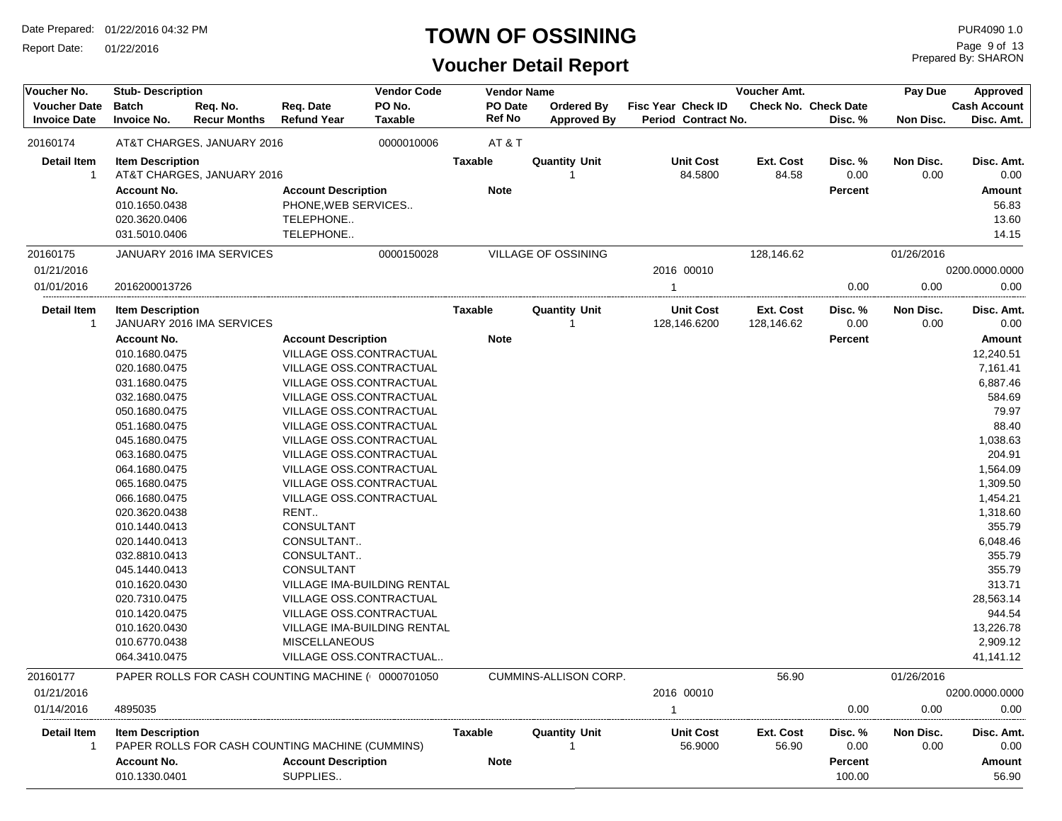# TOWN OF OSSINING

## Voucher Detail Report

Date Prepared: 01/22/2016 04:32 PM
Report Date: 01/22/2016

PUR4090 1.0
Prepared By: SHARON

| Voucher No. / Voucher Date / Invoice Date | Stub- Description / Batch / Invoice No. | Req. No. / Recur Months | Req. Date / Refund Year | Vendor Code / PO No. / Taxable | Vendor Name / PO Date / Ref No | Ordered By / Approved By | Fisc Year / Period | Check ID / Contract No. | Voucher Amt. / Check No. | Check Date / Disc. % | Pay Due / Non Disc. | Approved / Cash Account / Disc. Amt. |
|---|---|---|---|---|---|---|---|---|---|---|---|---|
| 20160174 | AT&T CHARGES, JANUARY 2016 | | | 0000010006 | AT & T | | | | | | | |

| Detail Item | Item Description | Taxable | Quantity | Unit | Unit Cost | Ext. Cost | Disc. % | Non Disc. | Disc. Amt. |
|---|---|---|---|---|---|---|---|---|---|
| 1 | AT&T CHARGES, JANUARY 2016 | | 1 | | 84.5800 | 84.58 | 0.00 | 0.00 | 0.00 |

| Account No. | Account Description | Note | Percent | Amount |
|---|---|---|---|---|
| 010.1650.0438 | PHONE,WEB SERVICES.. | | | 56.83 |
| 020.3620.0406 | TELEPHONE.. | | | 13.60 |
| 031.5010.0406 | TELEPHONE.. | | | 14.15 |

| Voucher No. | Stub- Description / Invoice No. | Vendor Code | Vendor Name | Fisc Year / Period | Check ID | Voucher Amt. | Disc. % | Pay Due / Non Disc. | Cash Account / Disc. Amt. |
|---|---|---|---|---|---|---|---|---|---|
| 20160175 | JANUARY 2016 IMA SERVICES | 0000150028 | VILLAGE OF OSSINING | | | 128,146.62 | | 01/26/2016 | |
| 01/21/2016 | | | | 2016 | 00010 | | | | 0200.0000.0000 |
| 01/01/2016 | 2016200013726 | | | 1 | | | 0.00 | 0.00 | 0.00 |

| Detail Item | Item Description | Taxable | Quantity | Unit | Unit Cost | Ext. Cost | Disc. % | Non Disc. | Disc. Amt. |
|---|---|---|---|---|---|---|---|---|---|
| 1 | JANUARY 2016 IMA SERVICES | | 1 | | 128,146.6200 | 128,146.62 | 0.00 | 0.00 | 0.00 |

| Account No. | Account Description | Note | Percent | Amount |
|---|---|---|---|---|
| 010.1680.0475 | VILLAGE OSS.CONTRACTUAL | | | 12,240.51 |
| 020.1680.0475 | VILLAGE OSS.CONTRACTUAL | | | 7,161.41 |
| 031.1680.0475 | VILLAGE OSS.CONTRACTUAL | | | 6,887.46 |
| 032.1680.0475 | VILLAGE OSS.CONTRACTUAL | | | 584.69 |
| 050.1680.0475 | VILLAGE OSS.CONTRACTUAL | | | 79.97 |
| 051.1680.0475 | VILLAGE OSS.CONTRACTUAL | | | 88.40 |
| 045.1680.0475 | VILLAGE OSS.CONTRACTUAL | | | 1,038.63 |
| 063.1680.0475 | VILLAGE OSS.CONTRACTUAL | | | 204.91 |
| 064.1680.0475 | VILLAGE OSS.CONTRACTUAL | | | 1,564.09 |
| 065.1680.0475 | VILLAGE OSS.CONTRACTUAL | | | 1,309.50 |
| 066.1680.0475 | VILLAGE OSS.CONTRACTUAL | | | 1,454.21 |
| 020.3620.0438 | RENT.. | | | 1,318.60 |
| 010.1440.0413 | CONSULTANT | | | 355.79 |
| 020.1440.0413 | CONSULTANT.. | | | 6,048.46 |
| 032.8810.0413 | CONSULTANT.. | | | 355.79 |
| 045.1440.0413 | CONSULTANT | | | 355.79 |
| 010.1620.0430 | VILLAGE IMA-BUILDING RENTAL | | | 313.71 |
| 020.7310.0475 | VILLAGE OSS.CONTRACTUAL | | | 28,563.14 |
| 010.1420.0475 | VILLAGE OSS.CONTRACTUAL | | | 944.54 |
| 010.1620.0430 | VILLAGE IMA-BUILDING RENTAL | | | 13,226.78 |
| 010.6770.0438 | MISCELLANEOUS | | | 2,909.12 |
| 064.3410.0475 | VILLAGE OSS.CONTRACTUAL.. | | | 41,141.12 |

| Voucher No. | Stub- Description / Invoice No. | Vendor Code | Vendor Name | Fisc Year / Period | Check ID | Voucher Amt. | Disc. % | Pay Due / Non Disc. | Cash Account / Disc. Amt. |
|---|---|---|---|---|---|---|---|---|---|
| 20160177 | PAPER ROLLS FOR CASH COUNTING MACHINE ( | 0000701050 | CUMMINS-ALLISON CORP. | | | 56.90 | | 01/26/2016 | |
| 01/21/2016 | | | | 2016 | 00010 | | | | 0200.0000.0000 |
| 01/14/2016 | 4895035 | | | 1 | | | 0.00 | 0.00 | 0.00 |

| Detail Item | Item Description | Taxable | Quantity | Unit | Unit Cost | Ext. Cost | Disc. % | Non Disc. | Disc. Amt. |
|---|---|---|---|---|---|---|---|---|---|
| 1 | PAPER ROLLS FOR CASH COUNTING MACHINE (CUMMINS) | | 1 | | 56.9000 | 56.90 | 0.00 | 0.00 | 0.00 |

| Account No. | Account Description | Note | Percent | Amount |
|---|---|---|---|---|
| 010.1330.0401 | SUPPLIES.. | | 100.00 | 56.90 |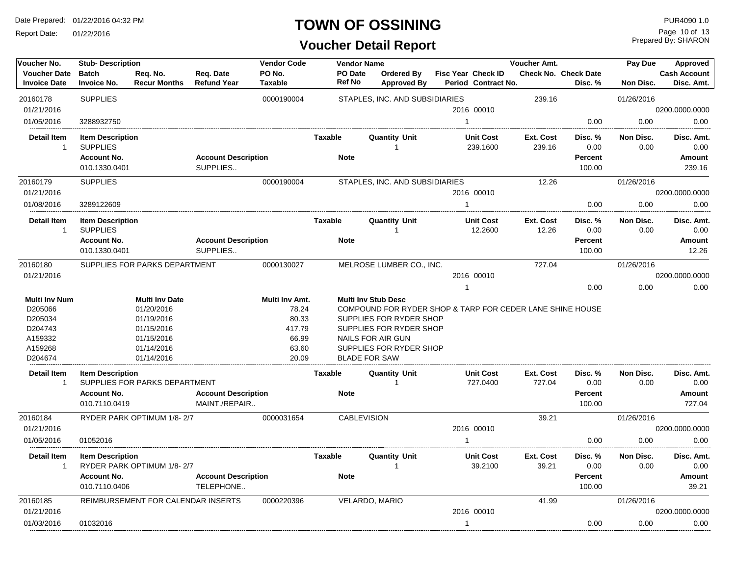# TOWN OF OSSINING

## Voucher Detail Report

Date Prepared: 01/22/2016 04:32 PM
Report Date: 01/22/2016

PUR4090 1.0
Prepared By: SHARON

| Voucher No. / Voucher Date / Invoice Date | Stub- Description / Batch / Invoice No. | Req. No. / Recur Months | Req. Date / Refund Year | Vendor Code / PO No. / Taxable | Vendor Name / PO Date / Ref No | Ordered By / Approved By | Fisc Year / Period | Check ID / Contract No. | Voucher Amt. / Check No. | Check Date / Disc. % | Pay Due / Non Disc. | Approved / Cash Account / Disc. Amt. |
|---|---|---|---|---|---|---|---|---|---|---|---|---|
| 20160178 | SUPPLIES | | | 0000190004 | STAPLES, INC. AND SUBSIDIARIES | | | | 239.16 | | 01/26/2016 | |
| 01/21/2016 | | | | | | | 2016 | 00010 | | | | 0200.0000.0000 |
| 01/05/2016 | 3288932750 | | | | | | 1 | | | 0.00 | 0.00 | 0.00 |

| Detail Item | Item Description | Taxable | Quantity Unit | Unit Cost | Ext. Cost | Disc. % | Non Disc. | Disc. Amt. |
|---|---|---|---|---|---|---|---|---|
| 1 | SUPPLIES | | 1 | 239.1600 | 239.16 | 0.00 | 0.00 | 0.00 |

| Account No. | Account Description | Note | Percent | Amount |
|---|---|---|---|---|
| 010.1330.0401 | SUPPLIES.. | | 100.00 | 239.16 |

| Voucher No. / Voucher Date / Invoice Date | Stub- Description / Batch / Invoice No. | Vendor Code | Vendor Name | Fisc Year / Period | Check ID | Voucher Amt. | Disc. % | Pay Due / Non Disc. | Cash Account / Disc. Amt. |
|---|---|---|---|---|---|---|---|---|---|
| 20160179 | SUPPLIES | 0000190004 | STAPLES, INC. AND SUBSIDIARIES | | | 12.26 | | 01/26/2016 | |
| 01/21/2016 | | | | 2016 | 00010 | | | | 0200.0000.0000 |
| 01/08/2016 | 3289122609 | | | 1 | | | 0.00 | 0.00 | 0.00 |

| Detail Item | Item Description | Taxable | Quantity Unit | Unit Cost | Ext. Cost | Disc. % | Non Disc. | Disc. Amt. |
|---|---|---|---|---|---|---|---|---|
| 1 | SUPPLIES | | 1 | 12.2600 | 12.26 | 0.00 | 0.00 | 0.00 |

| Account No. | Account Description | Note | Percent | Amount |
|---|---|---|---|---|
| 010.1330.0401 | SUPPLIES.. | | 100.00 | 12.26 |

| Voucher No. / Voucher Date / Invoice Date | Stub- Description / Batch / Invoice No. | Vendor Code | Vendor Name | Fisc Year / Period | Check ID | Voucher Amt. | Disc. % | Pay Due / Non Disc. | Cash Account / Disc. Amt. |
|---|---|---|---|---|---|---|---|---|---|
| 20160180 | SUPPLIES FOR PARKS DEPARTMENT | 0000130027 | MELROSE LUMBER CO., INC. | | | 727.04 | | 01/26/2016 | |
| 01/21/2016 | | | | 2016 | 00010 | | | | 0200.0000.0000 |
| | | | | 1 | | | 0.00 | 0.00 | 0.00 |

| Multi Inv Num | Multi Inv Date | Multi Inv Amt. | Multi Inv Stub Desc |
|---|---|---|---|
| D205066 | 01/20/2016 | 78.24 | COMPOUND FOR RYDER SHOP & TARP FOR CEDER LANE SHINE HOUSE |
| D205034 | 01/19/2016 | 80.33 | SUPPLIES FOR RYDER SHOP |
| D204743 | 01/15/2016 | 417.79 | SUPPLIES FOR RYDER SHOP |
| A159332 | 01/15/2016 | 66.99 | NAILS FOR AIR GUN |
| A159268 | 01/14/2016 | 63.60 | SUPPLIES FOR RYDER SHOP |
| D204674 | 01/14/2016 | 20.09 | BLADE FOR SAW |

| Detail Item | Item Description | Taxable | Quantity Unit | Unit Cost | Ext. Cost | Disc. % | Non Disc. | Disc. Amt. |
|---|---|---|---|---|---|---|---|---|
| 1 | SUPPLIES FOR PARKS DEPARTMENT | | 1 | 727.0400 | 727.04 | 0.00 | 0.00 | 0.00 |

| Account No. | Account Description | Note | Percent | Amount |
|---|---|---|---|---|
| 010.7110.0419 | MAINT./REPAIR.. | | 100.00 | 727.04 |

| Voucher No. / Voucher Date / Invoice Date | Stub- Description / Batch / Invoice No. | Vendor Code | Vendor Name | Fisc Year / Period | Check ID | Voucher Amt. | Disc. % | Pay Due / Non Disc. | Cash Account / Disc. Amt. |
|---|---|---|---|---|---|---|---|---|---|
| 20160184 | RYDER PARK OPTIMUM 1/8- 2/7 | 0000031654 | CABLEVISION | | | 39.21 | | 01/26/2016 | |
| 01/21/2016 | | | | 2016 | 00010 | | | | 0200.0000.0000 |
| 01/05/2016 | 01052016 | | | 1 | | | 0.00 | 0.00 | 0.00 |

| Detail Item | Item Description | Taxable | Quantity Unit | Unit Cost | Ext. Cost | Disc. % | Non Disc. | Disc. Amt. |
|---|---|---|---|---|---|---|---|---|
| 1 | RYDER PARK OPTIMUM 1/8- 2/7 | | 1 | 39.2100 | 39.21 | 0.00 | 0.00 | 0.00 |

| Account No. | Account Description | Note | Percent | Amount |
|---|---|---|---|---|
| 010.7110.0406 | TELEPHONE.. | | 100.00 | 39.21 |

| Voucher No. / Voucher Date / Invoice Date | Stub- Description / Batch / Invoice No. | Vendor Code | Vendor Name | Fisc Year / Period | Check ID | Voucher Amt. | Disc. % | Pay Due / Non Disc. | Cash Account / Disc. Amt. |
|---|---|---|---|---|---|---|---|---|---|
| 20160185 | REIMBURSEMENT FOR CALENDAR INSERTS | 0000220396 | VELARDO, MARIO | | | 41.99 | | 01/26/2016 | |
| 01/21/2016 | | | | 2016 | 00010 | | | | 0200.0000.0000 |
| 01/03/2016 | 01032016 | | | 1 | | | 0.00 | 0.00 | 0.00 |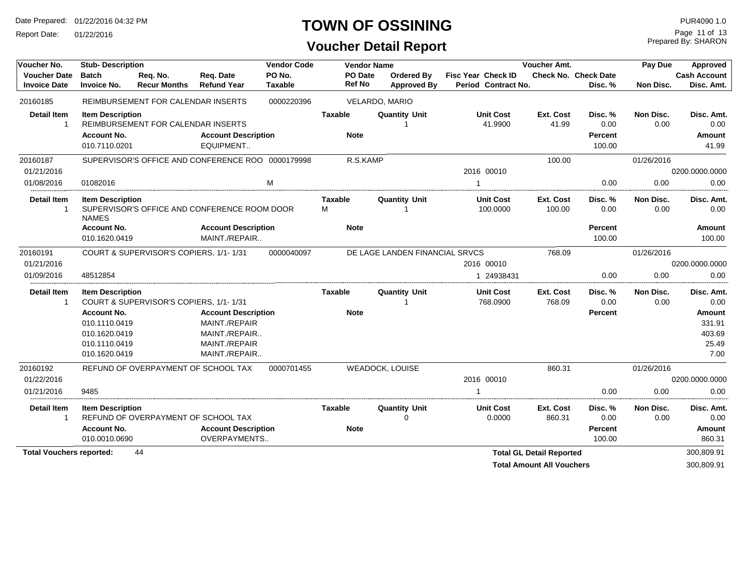# TOWN OF OSSINING

## Voucher Detail Report

Date Prepared: 01/22/2016 04:32 PM
Report Date: 01/22/2016

PUR4090 1.0
Prepared By: SHARON

| Voucher No. | Stub- Description | | | Vendor Code | Vendor Name | | | | Voucher Amt. | | Pay Due | Approved |
|---|---|---|---|---|---|---|---|---|---|---|---|---|
| Voucher Date | Batch | Req. No. | Req. Date | PO No. | PO Date | Ordered By | Fisc Year Check ID | | Check No. | Check Date | | Cash Account |
| Invoice Date | Invoice No. | Recur Months | Refund Year | Taxable | Ref No | Approved By | Period Contract No. | | | Disc. % | Non Disc. | Disc. Amt. |
| 20160185 | REIMBURSEMENT FOR CALENDAR INSERTS | | | 0000220396 | VELARDO, MARIO | | | | | | | |
| Detail Item | Item Description | | | Taxable | | Quantity Unit | | Unit Cost | Ext. Cost | Disc. % | Non Disc. | Disc. Amt. |
| 1 | REIMBURSEMENT FOR CALENDAR INSERTS | | | | | 1 | | 41.9900 | 41.99 | 0.00 | 0.00 | 0.00 |
| | Account No. | | Account Description | | Note | | | | | Percent | | Amount |
| | 010.7110.0201 | | EQUIPMENT.. | | | | | | | 100.00 | | 41.99 |
| 20160187 | SUPERVISOR'S OFFICE AND CONFERENCE ROO | | | 0000179998 | R.S.KAMP | | | | 100.00 | | 01/26/2016 | |
| 01/21/2016 | | | | | | | 2016 00010 | | | | | 0200.0000.0000 |
| 01/08/2016 | 01082016 | | | M | | | 1 | | | 0.00 | 0.00 | 0.00 |
| Detail Item | Item Description | | | Taxable | | Quantity Unit | | Unit Cost | Ext. Cost | Disc. % | Non Disc. | Disc. Amt. |
| 1 | SUPERVISOR'S OFFICE AND CONFERENCE ROOM DOOR NAMES | | | M | | 1 | | 100.0000 | 100.00 | 0.00 | 0.00 | 0.00 |
| | Account No. | | Account Description | | Note | | | | | Percent | | Amount |
| | 010.1620.0419 | | MAINT./REPAIR.. | | | | | | | 100.00 | | 100.00 |
| 20160191 | COURT & SUPERVISOR'S COPIERS, 1/1- 1/31 | | | 0000040097 | DE LAGE LANDEN FINANCIAL SRVCS | | | | 768.09 | | 01/26/2016 | |
| 01/21/2016 | | | | | | | 2016 00010 | | | | | 0200.0000.0000 |
| 01/09/2016 | 48512854 | | | | | | 1 24938431 | | | 0.00 | 0.00 | 0.00 |
| Detail Item | Item Description | | | Taxable | | Quantity Unit | | Unit Cost | Ext. Cost | Disc. % | Non Disc. | Disc. Amt. |
| 1 | COURT & SUPERVISOR'S COPIERS, 1/1- 1/31 | | | | | 1 | | 768.0900 | 768.09 | 0.00 | 0.00 | 0.00 |
| | Account No. | | Account Description | | Note | | | | | Percent | | Amount |
| | 010.1110.0419 | | MAINT./REPAIR | | | | | | | | | 331.91 |
| | 010.1620.0419 | | MAINT./REPAIR.. | | | | | | | | | 403.69 |
| | 010.1110.0419 | | MAINT./REPAIR | | | | | | | | | 25.49 |
| | 010.1620.0419 | | MAINT./REPAIR.. | | | | | | | | | 7.00 |
| 20160192 | REFUND OF OVERPAYMENT OF SCHOOL TAX | | | 0000701455 | WEADOCK, LOUISE | | | | 860.31 | | 01/26/2016 | |
| 01/22/2016 | | | | | | | 2016 00010 | | | | | 0200.0000.0000 |
| 01/21/2016 | 9485 | | | | | | 1 | | | 0.00 | 0.00 | 0.00 |
| Detail Item | Item Description | | | Taxable | | Quantity Unit | | Unit Cost | Ext. Cost | Disc. % | Non Disc. | Disc. Amt. |
| 1 | REFUND OF OVERPAYMENT OF SCHOOL TAX | | | | | 0 | | 0.0000 | 860.31 | 0.00 | 0.00 | 0.00 |
| | Account No. | | Account Description | | Note | | | | | Percent | | Amount |
| | 010.0010.0690 | | OVERPAYMENTS.. | | | | | | | 100.00 | | 860.31 |

**Total Vouchers reported:** 44

| | |
|---|---|
| **Total GL Detail Reported** | 300,809.91 |
| **Total Amount All Vouchers** | 300,809.91 |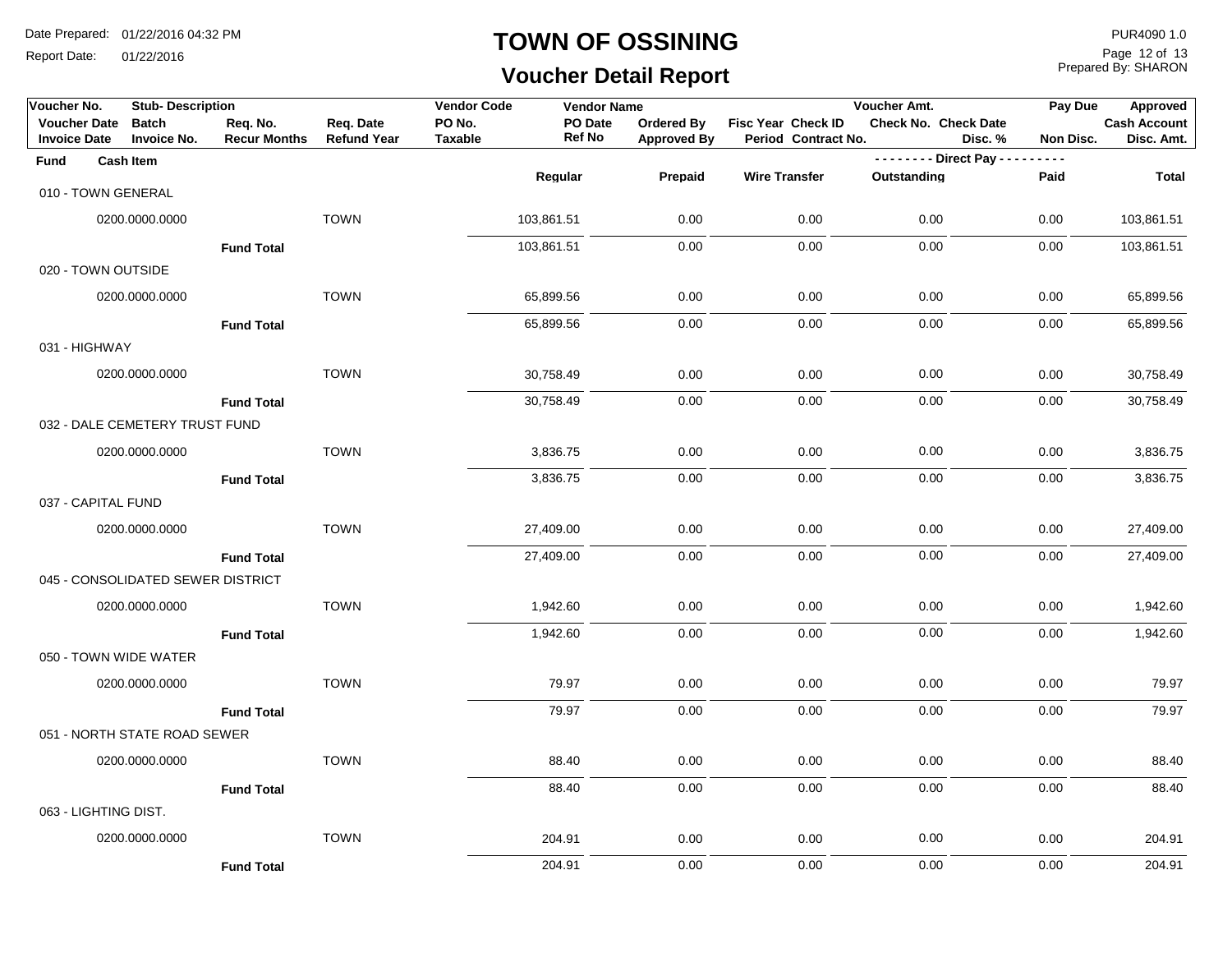# TOWN OF OSSINING

## Voucher Detail Report

| Voucher No. | Stub- Description | | | Vendor Code | Vendor Name | | | Voucher Amt. | | Pay Due | Approved |
|---|---|---|---|---|---|---|---|---|---|---|---|
| Voucher Date | Batch | Req. No. | Req. Date | PO No. | PO Date | Ordered By | Fisc Year Check ID | Check No. Check Date | | | Cash Account |
| Invoice Date | Invoice No. | Recur Months | Refund Year | Taxable | Ref No | Approved By | Period Contract No. | | Disc. % | Non Disc. | Disc. Amt. |

| Fund | Cash Item | | | Regular | Prepaid | Wire Transfer | Outstanding (Direct Pay) | Paid (Direct Pay) | Total |
|---|---|---|---|---|---|---|---|---|---|
| 010 - TOWN GENERAL | | | | | | | | | |
| | 0200.0000.0000 | | TOWN | 103,861.51 | 0.00 | 0.00 | 0.00 | 0.00 | 103,861.51 |
| | | **Fund Total** | | 103,861.51 | 0.00 | 0.00 | 0.00 | 0.00 | 103,861.51 |
| 020 - TOWN OUTSIDE | | | | | | | | | |
| | 0200.0000.0000 | | TOWN | 65,899.56 | 0.00 | 0.00 | 0.00 | 0.00 | 65,899.56 |
| | | **Fund Total** | | 65,899.56 | 0.00 | 0.00 | 0.00 | 0.00 | 65,899.56 |
| 031 - HIGHWAY | | | | | | | | | |
| | 0200.0000.0000 | | TOWN | 30,758.49 | 0.00 | 0.00 | 0.00 | 0.00 | 30,758.49 |
| | | **Fund Total** | | 30,758.49 | 0.00 | 0.00 | 0.00 | 0.00 | 30,758.49 |
| 032 - DALE CEMETERY TRUST FUND | | | | | | | | | |
| | 0200.0000.0000 | | TOWN | 3,836.75 | 0.00 | 0.00 | 0.00 | 0.00 | 3,836.75 |
| | | **Fund Total** | | 3,836.75 | 0.00 | 0.00 | 0.00 | 0.00 | 3,836.75 |
| 037 - CAPITAL FUND | | | | | | | | | |
| | 0200.0000.0000 | | TOWN | 27,409.00 | 0.00 | 0.00 | 0.00 | 0.00 | 27,409.00 |
| | | **Fund Total** | | 27,409.00 | 0.00 | 0.00 | 0.00 | 0.00 | 27,409.00 |
| 045 - CONSOLIDATED SEWER DISTRICT | | | | | | | | | |
| | 0200.0000.0000 | | TOWN | 1,942.60 | 0.00 | 0.00 | 0.00 | 0.00 | 1,942.60 |
| | | **Fund Total** | | 1,942.60 | 0.00 | 0.00 | 0.00 | 0.00 | 1,942.60 |
| 050 - TOWN WIDE WATER | | | | | | | | | |
| | 0200.0000.0000 | | TOWN | 79.97 | 0.00 | 0.00 | 0.00 | 0.00 | 79.97 |
| | | **Fund Total** | | 79.97 | 0.00 | 0.00 | 0.00 | 0.00 | 79.97 |
| 051 - NORTH STATE ROAD SEWER | | | | | | | | | |
| | 0200.0000.0000 | | TOWN | 88.40 | 0.00 | 0.00 | 0.00 | 0.00 | 88.40 |
| | | **Fund Total** | | 88.40 | 0.00 | 0.00 | 0.00 | 0.00 | 88.40 |
| 063 - LIGHTING DIST. | | | | | | | | | |
| | 0200.0000.0000 | | TOWN | 204.91 | 0.00 | 0.00 | 0.00 | 0.00 | 204.91 |
| | | **Fund Total** | | 204.91 | 0.00 | 0.00 | 0.00 | 0.00 | 204.91 |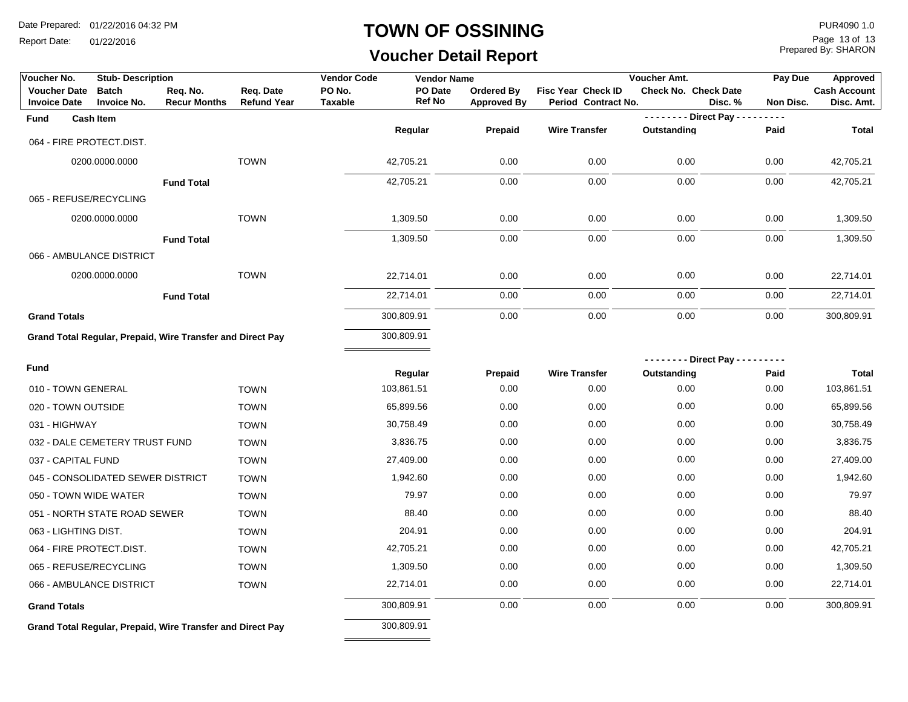# TOWN OF OSSINING

## Voucher Detail Report

Date Prepared: 01/22/2016 04:32 PM
Report Date: 01/22/2016

PUR4090 1.0
Prepared By: SHARON

| Voucher No. | Stub- Description | | | Vendor Code | Vendor Name | | | | Voucher Amt. | | Pay Due | Approved |
|---|---|---|---|---|---|---|---|---|---|---|---|---|
| Voucher Date | Batch | Req. No. | Req. Date | PO No. | PO Date | Ordered By | Fisc Year | Check ID | Check No. | Check Date | | Cash Account |
| Invoice Date | Invoice No. | Recur Months | Refund Year | Taxable | Ref No | Approved By | Period | Contract No. | | Disc. % | Non Disc. | Disc. Amt. |

| Fund | Cash Item | | Regular | Prepaid | Wire Transfer | Direct Pay Outstanding | Direct Pay Paid | Total |
|---|---|---|---|---|---|---|---|---|
| 064 - FIRE PROTECT.DIST. | | | | | | | | |
| | 0200.0000.0000 | TOWN | 42,705.21 | 0.00 | 0.00 | 0.00 | 0.00 | 42,705.21 |
| | Fund Total | | 42,705.21 | 0.00 | 0.00 | 0.00 | 0.00 | 42,705.21 |
| 065 - REFUSE/RECYCLING | | | | | | | | |
| | 0200.0000.0000 | TOWN | 1,309.50 | 0.00 | 0.00 | 0.00 | 0.00 | 1,309.50 |
| | Fund Total | | 1,309.50 | 0.00 | 0.00 | 0.00 | 0.00 | 1,309.50 |
| 066 - AMBULANCE DISTRICT | | | | | | | | |
| | 0200.0000.0000 | TOWN | 22,714.01 | 0.00 | 0.00 | 0.00 | 0.00 | 22,714.01 |
| | Fund Total | | 22,714.01 | 0.00 | 0.00 | 0.00 | 0.00 | 22,714.01 |
| **Grand Totals** | | | 300,809.91 | 0.00 | 0.00 | 0.00 | 0.00 | 300,809.91 |
| **Grand Total Regular, Prepaid, Wire Transfer and Direct Pay** | | | 300,809.91 | | | | | |

| Fund | | Regular | Prepaid | Wire Transfer | Direct Pay Outstanding | Direct Pay Paid | Total |
|---|---|---|---|---|---|---|---|
| 010 - TOWN GENERAL | TOWN | 103,861.51 | 0.00 | 0.00 | 0.00 | 0.00 | 103,861.51 |
| 020 - TOWN OUTSIDE | TOWN | 65,899.56 | 0.00 | 0.00 | 0.00 | 0.00 | 65,899.56 |
| 031 - HIGHWAY | TOWN | 30,758.49 | 0.00 | 0.00 | 0.00 | 0.00 | 30,758.49 |
| 032 - DALE CEMETERY TRUST FUND | TOWN | 3,836.75 | 0.00 | 0.00 | 0.00 | 0.00 | 3,836.75 |
| 037 - CAPITAL FUND | TOWN | 27,409.00 | 0.00 | 0.00 | 0.00 | 0.00 | 27,409.00 |
| 045 - CONSOLIDATED SEWER DISTRICT | TOWN | 1,942.60 | 0.00 | 0.00 | 0.00 | 0.00 | 1,942.60 |
| 050 - TOWN WIDE WATER | TOWN | 79.97 | 0.00 | 0.00 | 0.00 | 0.00 | 79.97 |
| 051 - NORTH STATE ROAD SEWER | TOWN | 88.40 | 0.00 | 0.00 | 0.00 | 0.00 | 88.40 |
| 063 - LIGHTING DIST. | TOWN | 204.91 | 0.00 | 0.00 | 0.00 | 0.00 | 204.91 |
| 064 - FIRE PROTECT.DIST. | TOWN | 42,705.21 | 0.00 | 0.00 | 0.00 | 0.00 | 42,705.21 |
| 065 - REFUSE/RECYCLING | TOWN | 1,309.50 | 0.00 | 0.00 | 0.00 | 0.00 | 1,309.50 |
| 066 - AMBULANCE DISTRICT | TOWN | 22,714.01 | 0.00 | 0.00 | 0.00 | 0.00 | 22,714.01 |
| **Grand Totals** | | 300,809.91 | 0.00 | 0.00 | 0.00 | 0.00 | 300,809.91 |
| **Grand Total Regular, Prepaid, Wire Transfer and Direct Pay** | | 300,809.91 | | | | | |